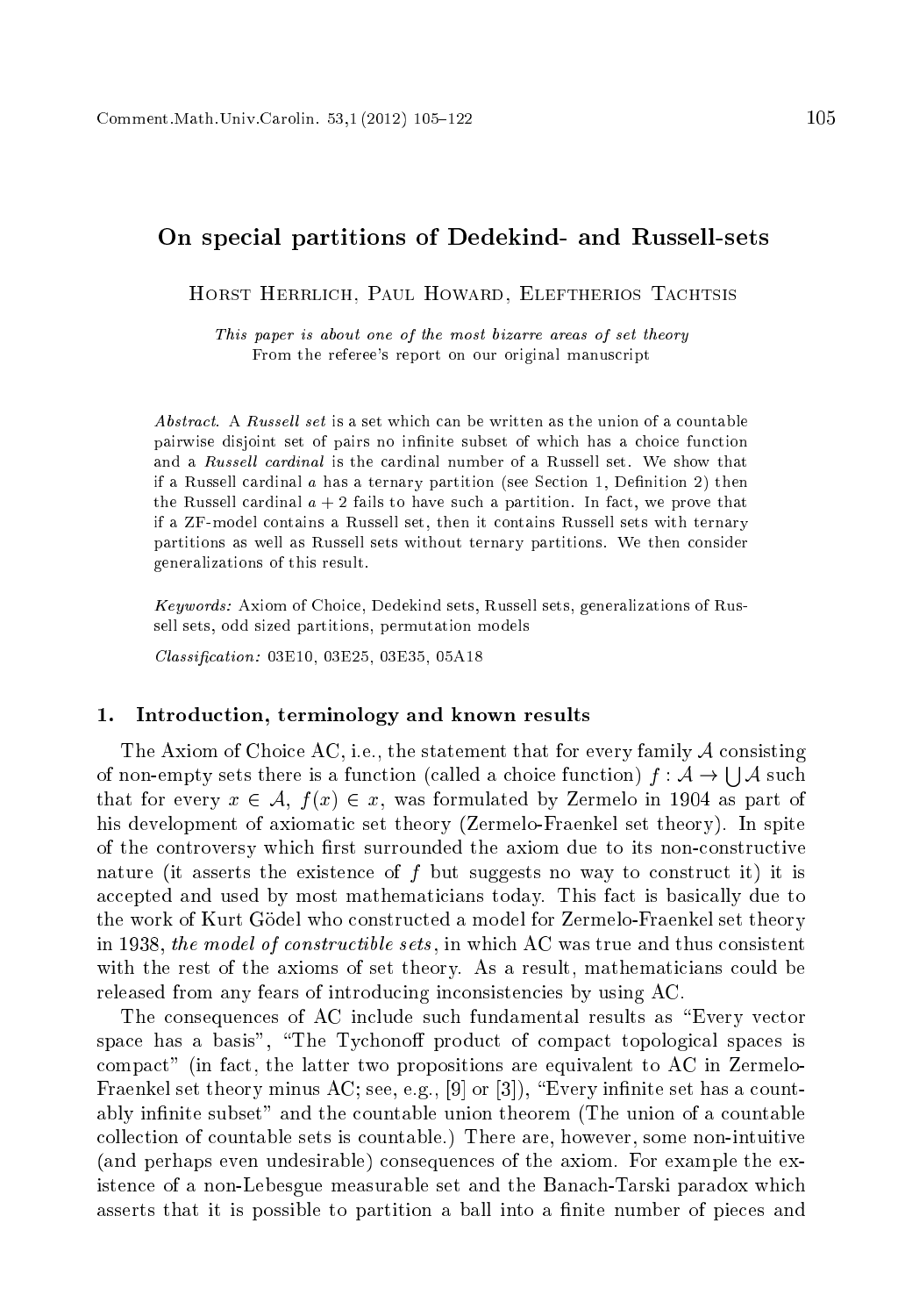# On special partitions of Dedekind- and Russell-sets

Horst Herrlich, Paul Howard, Eleftherios Tachtsis

*This paper is about one of the most bizarre areas of set theory*
From the referee's report on our original manuscript

*Abstract.* A *Russell set* is a set which can be written as the union of a countable pairwise disjoint set of pairs no infinite subset of which has a choice function and a *Russell cardinal* is the cardinal number of a Russell set. We show that if a Russell cardinal $a$ has a ternary partition (see Section 1, Definition 2) then the Russell cardinal $a + 2$ fails to have such a partition. In fact, we prove that if a ZF-model contains a Russell set, then it contains Russell sets with ternary partitions as well as Russell sets without ternary partitions. We then consider generalizations of this result.

*Keywords:* Axiom of Choice, Dedekind sets, Russell sets, generalizations of Russell sets, odd sized partitions, permutation models

*Classification:* 03E10, 03E25, 03E35, 05A18

## 1. Introduction, terminology and known results

The Axiom of Choice AC, i.e., the statement that for every family $\mathcal{A}$ consisting of non-empty sets there is a function (called a choice function) $f : \mathcal{A} \to \bigcup \mathcal{A}$ such that for every $x \in \mathcal{A}$, $f(x) \in x$, was formulated by Zermelo in 1904 as part of his development of axiomatic set theory (Zermelo-Fraenkel set theory). In spite of the controversy which first surrounded the axiom due to its non-constructive nature (it asserts the existence of $f$ but suggests no way to construct it) it is accepted and used by most mathematicians today. This fact is basically due to the work of Kurt Gödel who constructed a model for Zermelo-Fraenkel set theory in 1938, *the model of constructible sets*, in which AC was true and thus consistent with the rest of the axioms of set theory. As a result, mathematicians could be released from any fears of introducing inconsistencies by using AC.

The consequences of AC include such fundamental results as "Every vector space has a basis", "The Tychonoff product of compact topological spaces is compact" (in fact, the latter two propositions are equivalent to AC in Zermelo-Fraenkel set theory minus AC; see, e.g., [9] or [3]), "Every infinite set has a countably infinite subset" and the countable union theorem (The union of a countable collection of countable sets is countable.) There are, however, some non-intuitive (and perhaps even undesirable) consequences of the axiom. For example the existence of a non-Lebesgue measurable set and the Banach-Tarski paradox which asserts that it is possible to partition a ball into a finite number of pieces and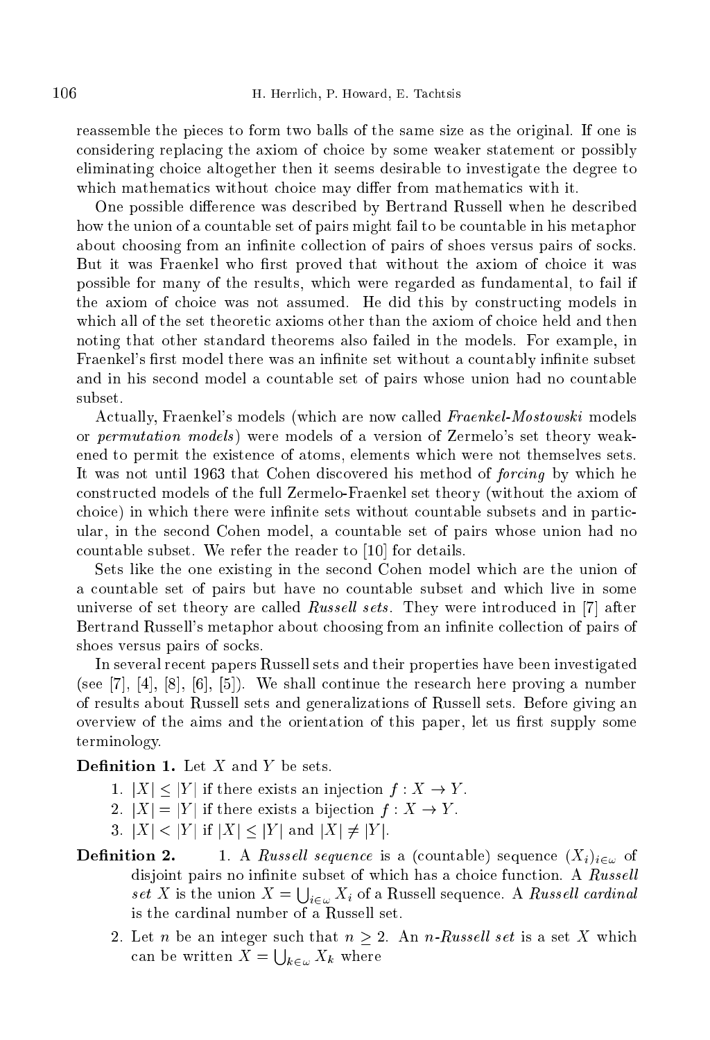reassemble the pieces to form two balls of the same size as the original. If one is considering replacing the axiom of choice by some weaker statement or possibly eliminating choice altogether then it seems desirable to investigate the degree to which mathematics without choice may differ from mathematics with it.

One possible difference was described by Bertrand Russell when he described how the union of a countable set of pairs might fail to be countable in his metaphor about choosing from an infinite collection of pairs of shoes versus pairs of socks. But it was Fraenkel who first proved that without the axiom of choice it was possible for many of the results, which were regarded as fundamental, to fail if the axiom of choice was not assumed. He did this by constructing models in which all of the set theoretic axioms other than the axiom of choice held and then noting that other standard theorems also failed in the models. For example, in Fraenkel's first model there was an infinite set without a countably infinite subset and in his second model a countable set of pairs whose union had no countable subset.

Actually, Fraenkel's models (which are now called *Fraenkel-Mostowski* models or *permutation models*) were models of a version of Zermelo's set theory weakened to permit the existence of atoms, elements which were not themselves sets. It was not until 1963 that Cohen discovered his method of *forcing* by which he constructed models of the full Zermelo-Fraenkel set theory (without the axiom of choice) in which there were infinite sets without countable subsets and in particular, in the second Cohen model, a countable set of pairs whose union had no countable subset. We refer the reader to [10] for details.

Sets like the one existing in the second Cohen model which are the union of a countable set of pairs but have no countable subset and which live in some universe of set theory are called *Russell sets*. They were introduced in [7] after Bertrand Russell's metaphor about choosing from an infinite collection of pairs of shoes versus pairs of socks.

In several recent papers Russell sets and their properties have been investigated (see [7], [4], [8], [6], [5]). We shall continue the research here proving a number of results about Russell sets and generalizations of Russell sets. Before giving an overview of the aims and the orientation of this paper, let us first supply some terminology.

**Definition 1.** Let $X$ and $Y$ be sets.

1. $|X| \leq |Y|$ if there exists an injection $f : X \to Y$.
2. $|X| = |Y|$ if there exists a bijection $f : X \to Y$.
3. $|X| < |Y|$ if $|X| \leq |Y|$ and $|X| \neq |Y|$.

**Definition 2.**

1. A *Russell sequence* is a (countable) sequence $(X_i)_{i\in\omega}$ of disjoint pairs no infinite subset of which has a choice function. A *Russell set* $X$ is the union $X = \bigcup_{i\in\omega} X_i$ of a Russell sequence. A *Russell cardinal* is the cardinal number of a Russell set.
2. Let $n$ be an integer such that $n \geq 2$. An *$n$-Russell set* is a set $X$ which can be written $X = \bigcup_{k\in\omega} X_k$ where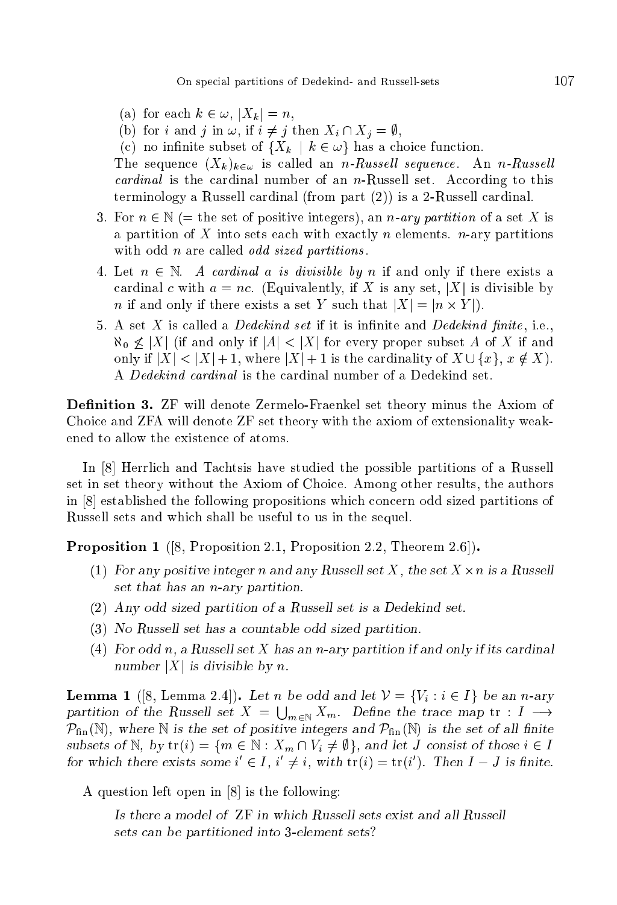(a) for each $k \in \omega$, $|X_k| = n$,

(b) for $i$ and $j$ in $\omega$, if $i \neq j$ then $X_i \cap X_j = \emptyset$,

(c) no infinite subset of $\{X_k \mid k \in \omega\}$ has a choice function.

The sequence $(X_k)_{k\in\omega}$ is called an *n-Russell sequence*. An *n-Russell cardinal* is the cardinal number of an $n$-Russell set. According to this terminology a Russell cardinal (from part (2)) is a 2-Russell cardinal.

3. For $n \in \mathbb{N}$ (= the set of positive integers), an *n-ary partition* of a set $X$ is a partition of $X$ into sets each with exactly $n$ elements. $n$-ary partitions with odd $n$ are called *odd sized partitions*.

4. Let $n \in \mathbb{N}$. *A cardinal a is divisible by n* if and only if there exists a cardinal $c$ with $a = nc$. (Equivalently, if $X$ is any set, $|X|$ is divisible by $n$ if and only if there exists a set $Y$ such that $|X| = |n \times Y|$).

5. A set $X$ is called a *Dedekind set* if it is infinite and *Dedekind finite*, i.e., $\aleph_0 \not\leq |X|$ (if and only if $|A| < |X|$ for every proper subset $A$ of $X$ if and only if $|X| < |X| + 1$, where $|X| + 1$ is the cardinality of $X \cup \{x\}$, $x \notin X$). A *Dedekind cardinal* is the cardinal number of a Dedekind set.

**Definition 3.** ZF will denote Zermelo-Fraenkel set theory minus the Axiom of Choice and ZFA will denote ZF set theory with the axiom of extensionality weakened to allow the existence of atoms.

In [8] Herrlich and Tachtsis have studied the possible partitions of a Russell set in set theory without the Axiom of Choice. Among other results, the authors in [8] established the following propositions which concern odd sized partitions of Russell sets and which shall be useful to us in the sequel.

**Proposition 1** ([8, Proposition 2.1, Proposition 2.2, Theorem 2.6])**.**

(1) *For any positive integer n and any Russell set X, the set $X \times n$ is a Russell set that has an n-ary partition.*

(2) *Any odd sized partition of a Russell set is a Dedekind set.*

(3) *No Russell set has a countable odd sized partition.*

(4) *For odd n, a Russell set X has an n-ary partition if and only if its cardinal number $|X|$ is divisible by n.*

**Lemma 1** ([8, Lemma 2.4])**.** *Let n be odd and let $\mathcal{V} = \{V_i : i \in I\}$ be an n-ary partition of the Russell set $X = \bigcup_{m\in\mathbb{N}} X_m$. Define the trace map $\mathrm{tr} : I \longrightarrow \mathcal{P}_{\mathrm{fin}}(\mathbb{N})$, where $\mathbb{N}$ is the set of positive integers and $\mathcal{P}_{\mathrm{fin}}(\mathbb{N})$ is the set of all finite subsets of $\mathbb{N}$, by $\mathrm{tr}(i) = \{m \in \mathbb{N} : X_m \cap V_i \neq \emptyset\}$, and let J consist of those $i \in I$ for which there exists some $i' \in I$, $i' \neq i$, with $\mathrm{tr}(i) = \mathrm{tr}(i')$. Then $I - J$ is finite.*

A question left open in [8] is the following:

> *Is there a model of ZF in which Russell sets exist and all Russell sets can be partitioned into 3-element sets?*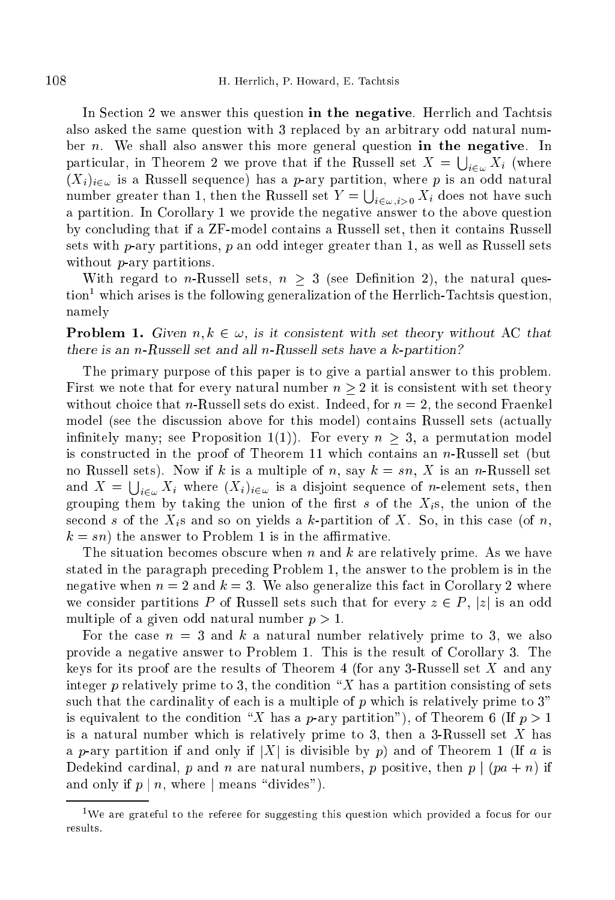In Section 2 we answer this question **in the negative**. Herrlich and Tachtsis also asked the same question with 3 replaced by an arbitrary odd natural number $n$. We shall also answer this more general question **in the negative**. In particular, in Theorem 2 we prove that if the Russell set $X = \bigcup_{i\in\omega} X_i$ (where $(X_i)_{i\in\omega}$ is a Russell sequence) has a $p$-ary partition, where $p$ is an odd natural number greater than 1, then the Russell set $Y = \bigcup_{i\in\omega, i>0} X_i$ does not have such a partition. In Corollary 1 we provide the negative answer to the above question by concluding that if a ZF-model contains a Russell set, then it contains Russell sets with $p$-ary partitions, $p$ an odd integer greater than 1, as well as Russell sets without $p$-ary partitions.

With regard to $n$-Russell sets, $n \geq 3$ (see Definition 2), the natural question[1] which arises is the following generalization of the Herrlich-Tachtsis question, namely

**Problem 1.** *Given $n, k \in \omega$, is it consistent with set theory without* AC *that there is an $n$-Russell set and all $n$-Russell sets have a $k$-partition?*

The primary purpose of this paper is to give a partial answer to this problem. First we note that for every natural number $n \geq 2$ it is consistent with set theory without choice that $n$-Russell sets do exist. Indeed, for $n = 2$, the second Fraenkel model (see the discussion above for this model) contains Russell sets (actually infinitely many; see Proposition 1(1)). For every $n \geq 3$, a permutation model is constructed in the proof of Theorem 11 which contains an $n$-Russell set (but no Russell sets). Now if $k$ is a multiple of $n$, say $k = sn$, $X$ is an $n$-Russell set and $X = \bigcup_{i\in\omega} X_i$ where $(X_i)_{i\in\omega}$ is a disjoint sequence of $n$-element sets, then grouping them by taking the union of the first $s$ of the $X_i$s, the union of the second $s$ of the $X_i$s and so on yields a $k$-partition of $X$. So, in this case (of $n$, $k = sn$) the answer to Problem 1 is in the affirmative.

The situation becomes obscure when $n$ and $k$ are relatively prime. As we have stated in the paragraph preceding Problem 1, the answer to the problem is in the negative when $n = 2$ and $k = 3$. We also generalize this fact in Corollary 2 where we consider partitions $P$ of Russell sets such that for every $z \in P$, $|z|$ is an odd multiple of a given odd natural number $p > 1$.

For the case $n = 3$ and $k$ a natural number relatively prime to 3, we also provide a negative answer to Problem 1. This is the result of Corollary 3. The keys for its proof are the results of Theorem 4 (for any 3-Russell set $X$ and any integer $p$ relatively prime to 3, the condition "$X$ has a partition consisting of sets such that the cardinality of each is a multiple of $p$ which is relatively prime to 3" is equivalent to the condition "$X$ has a $p$-ary partition"), of Theorem 6 (If $p > 1$ is a natural number which is relatively prime to 3, then a 3-Russell set $X$ has a $p$-ary partition if and only if $|X|$ is divisible by $p$) and of Theorem 1 (If $a$ is Dedekind cardinal, $p$ and $n$ are natural numbers, $p$ positive, then $p \mid (pa + n)$ if and only if $p \mid n$, where $\mid$ means "divides").

[1] We are grateful to the referee for suggesting this question which provided a focus for our results.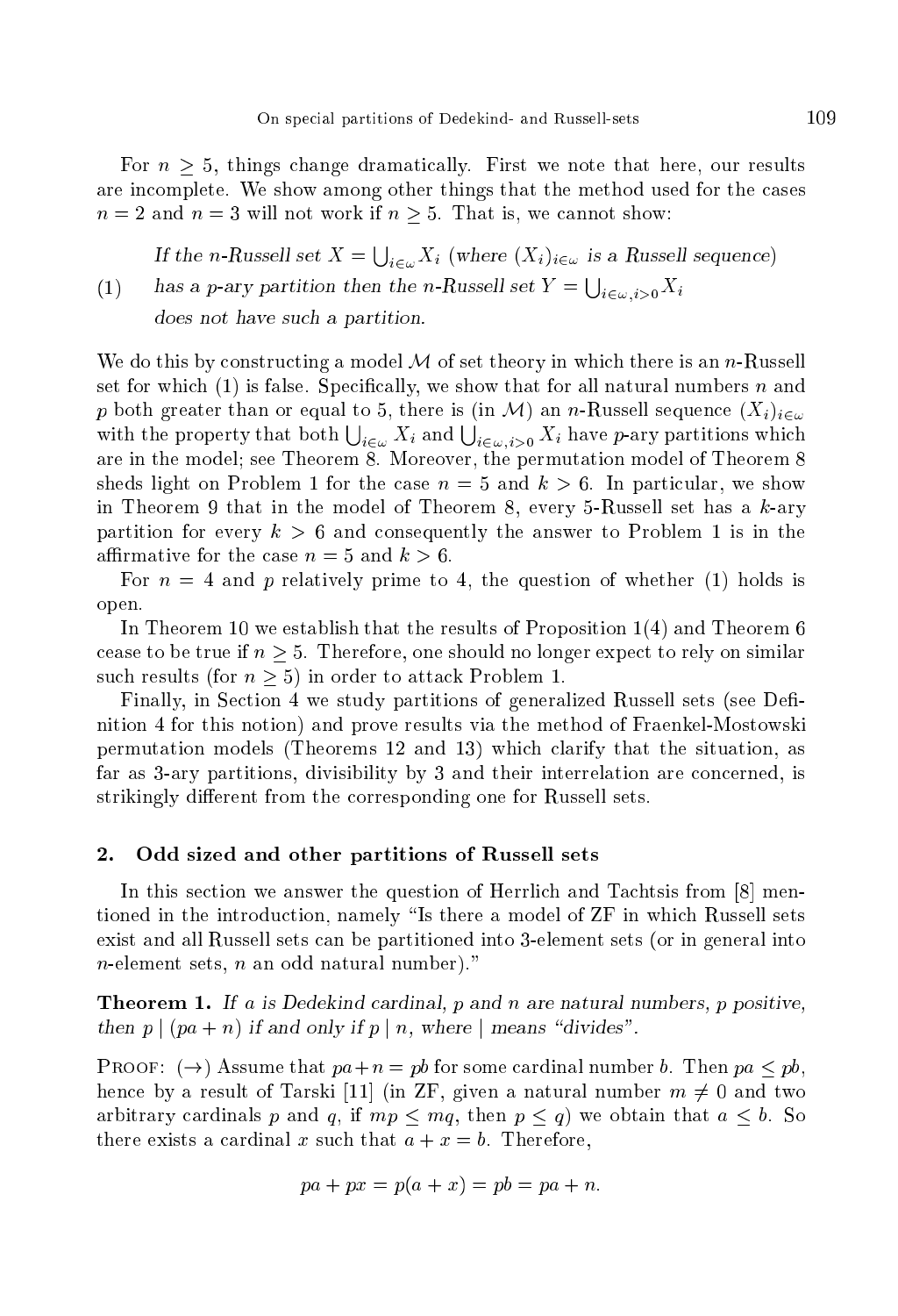For $n \geq 5$, things change dramatically. First we note that here, our results are incomplete. We show among other things that the method used for the cases $n = 2$ and $n = 3$ will not work if $n \geq 5$. That is, we cannot show:

(1) *If the n-Russell set $X = \bigcup_{i\in\omega} X_i$ (where $(X_i)_{i\in\omega}$ is a Russell sequence) has a p-ary partition then the n-Russell set $Y = \bigcup_{i\in\omega, i>0} X_i$ does not have such a partition.*

We do this by constructing a model $\mathcal{M}$ of set theory in which there is an $n$-Russell set for which (1) is false. Specifically, we show that for all natural numbers $n$ and $p$ both greater than or equal to 5, there is (in $\mathcal{M}$) an $n$-Russell sequence $(X_i)_{i\in\omega}$ with the property that both $\bigcup_{i\in\omega} X_i$ and $\bigcup_{i\in\omega, i>0} X_i$ have $p$-ary partitions which are in the model; see Theorem 8. Moreover, the permutation model of Theorem 8 sheds light on Problem 1 for the case $n = 5$ and $k > 6$. In particular, we show in Theorem 9 that in the model of Theorem 8, every 5-Russell set has a $k$-ary partition for every $k > 6$ and consequently the answer to Problem 1 is in the affirmative for the case $n = 5$ and $k > 6$.

For $n = 4$ and $p$ relatively prime to 4, the question of whether (1) holds is open.

In Theorem 10 we establish that the results of Proposition 1(4) and Theorem 6 cease to be true if $n \geq 5$. Therefore, one should no longer expect to rely on similar such results (for $n \geq 5$) in order to attack Problem 1.

Finally, in Section 4 we study partitions of generalized Russell sets (see Definition 4 for this notion) and prove results via the method of Fraenkel-Mostowski permutation models (Theorems 12 and 13) which clarify that the situation, as far as 3-ary partitions, divisibility by 3 and their interrelation are concerned, is strikingly different from the corresponding one for Russell sets.

## 2. Odd sized and other partitions of Russell sets

In this section we answer the question of Herrlich and Tachtsis from [8] mentioned in the introduction, namely "Is there a model of ZF in which Russell sets exist and all Russell sets can be partitioned into 3-element sets (or in general into $n$-element sets, $n$ an odd natural number)."

**Theorem 1.** *If $a$ is Dedekind cardinal, $p$ and $n$ are natural numbers, $p$ positive, then $p \mid (pa + n)$ if and only if $p \mid n$, where $\mid$ means "divides".*

Proof: ($\rightarrow$) Assume that $pa + n = pb$ for some cardinal number $b$. Then $pa \leq pb$, hence by a result of Tarski [11] (in ZF, given a natural number $m \neq 0$ and two arbitrary cardinals $p$ and $q$, if $mp \leq mq$, then $p \leq q$) we obtain that $a \leq b$. So there exists a cardinal $x$ such that $a + x = b$. Therefore,

$$pa + px = p(a + x) = pb = pa + n.$$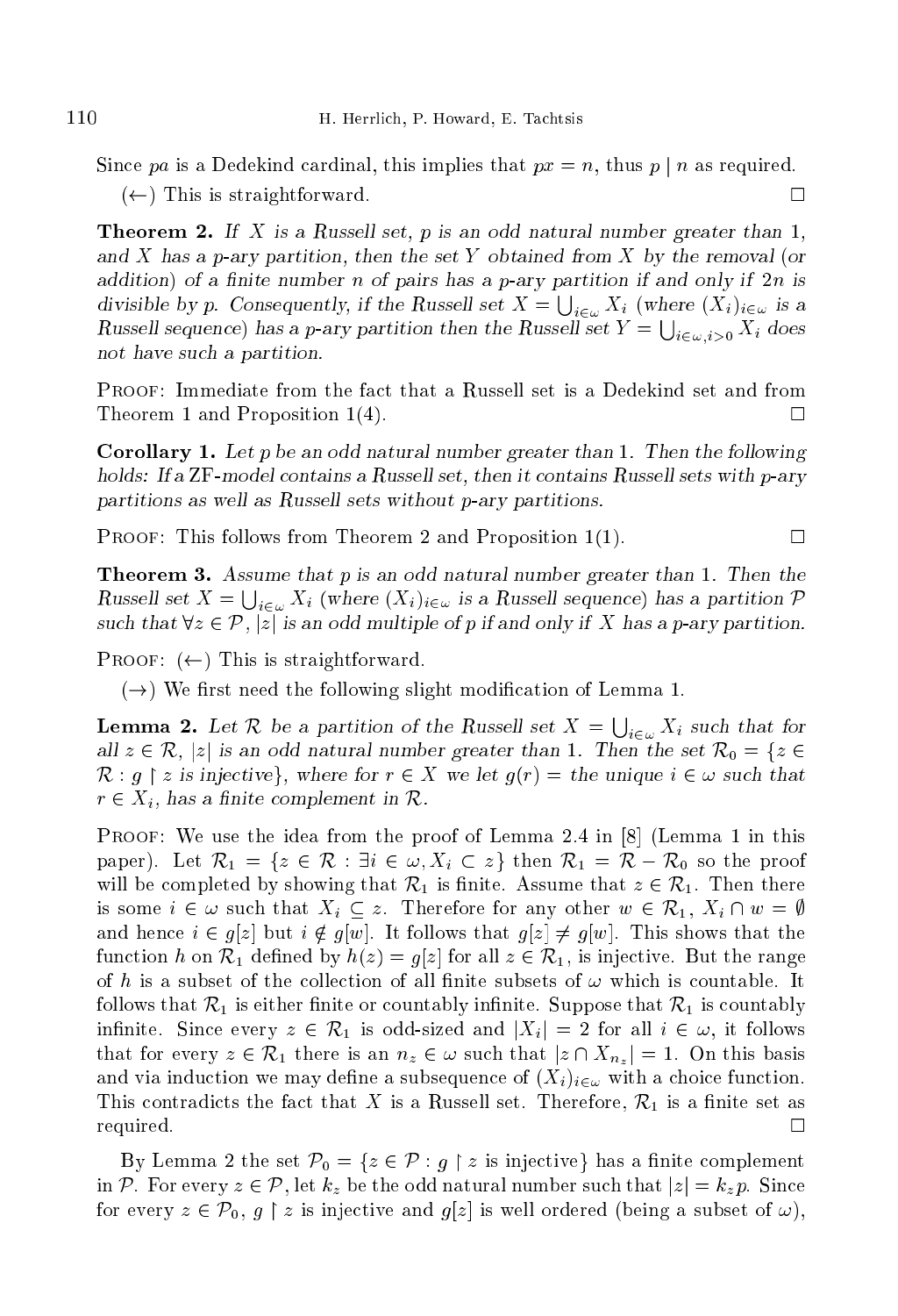Since $pa$ is a Dedekind cardinal, this implies that $px = n$, thus $p \mid n$ as required.

($\leftarrow$) This is straightforward. $\square$

**Theorem 2.** *If $X$ is a Russell set, $p$ is an odd natural number greater than 1, and $X$ has a $p$-ary partition, then the set $Y$ obtained from $X$ by the removal (or addition) of a finite number $n$ of pairs has a $p$-ary partition if and only if $2n$ is divisible by $p$. Consequently, if the Russell set $X = \bigcup_{i\in\omega} X_i$ (where $(X_i)_{i\in\omega}$ is a Russell sequence) has a $p$-ary partition then the Russell set $Y = \bigcup_{i\in\omega, i>0} X_i$ does not have such a partition.*

Proof: Immediate from the fact that a Russell set is a Dedekind set and from Theorem 1 and Proposition 1(4). $\square$

**Corollary 1.** *Let $p$ be an odd natural number greater than 1. Then the following holds: If a ZF-model contains a Russell set, then it contains Russell sets with $p$-ary partitions as well as Russell sets without $p$-ary partitions.*

Proof: This follows from Theorem 2 and Proposition 1(1). $\square$

**Theorem 3.** *Assume that $p$ is an odd natural number greater than 1. Then the Russell set $X = \bigcup_{i\in\omega} X_i$ (where $(X_i)_{i\in\omega}$ is a Russell sequence) has a partition $\mathcal{P}$ such that $\forall z \in \mathcal{P}$, $|z|$ is an odd multiple of $p$ if and only if $X$ has a $p$-ary partition.*

Proof: ($\leftarrow$) This is straightforward.

($\rightarrow$) We first need the following slight modification of Lemma 1.

**Lemma 2.** *Let $\mathcal{R}$ be a partition of the Russell set $X = \bigcup_{i\in\omega} X_i$ such that for all $z \in \mathcal{R}$, $|z|$ is an odd natural number greater than 1. Then the set $\mathcal{R}_0 = \{z \in \mathcal{R} : g \restriction z$ is injective$\}$, where for $r \in X$ we let $g(r) =$ the unique $i \in \omega$ such that $r \in X_i$, has a finite complement in $\mathcal{R}$.*

Proof: We use the idea from the proof of Lemma 2.4 in [8] (Lemma 1 in this paper). Let $\mathcal{R}_1 = \{z \in \mathcal{R} : \exists i \in \omega, X_i \subset z\}$ then $\mathcal{R}_1 = \mathcal{R} - \mathcal{R}_0$ so the proof will be completed by showing that $\mathcal{R}_1$ is finite. Assume that $z \in \mathcal{R}_1$. Then there is some $i \in \omega$ such that $X_i \subseteq z$. Therefore for any other $w \in \mathcal{R}_1$, $X_i \cap w = \emptyset$ and hence $i \in g[z]$ but $i \notin g[w]$. It follows that $g[z] \neq g[w]$. This shows that the function $h$ on $\mathcal{R}_1$ defined by $h(z) = g[z]$ for all $z \in \mathcal{R}_1$, is injective. But the range of $h$ is a subset of the collection of all finite subsets of $\omega$ which is countable. It follows that $\mathcal{R}_1$ is either finite or countably infinite. Suppose that $\mathcal{R}_1$ is countably infinite. Since every $z \in \mathcal{R}_1$ is odd-sized and $|X_i| = 2$ for all $i \in \omega$, it follows that for every $z \in \mathcal{R}_1$ there is an $n_z \in \omega$ such that $|z \cap X_{n_z}| = 1$. On this basis and via induction we may define a subsequence of $(X_i)_{i\in\omega}$ with a choice function. This contradicts the fact that $X$ is a Russell set. Therefore, $\mathcal{R}_1$ is a finite set as required. $\square$

By Lemma 2 the set $\mathcal{P}_0 = \{z \in \mathcal{P} : g \restriction z$ is injective$\}$ has a finite complement in $\mathcal{P}$. For every $z \in \mathcal{P}$, let $k_z$ be the odd natural number such that $|z| = k_z p$. Since for every $z \in \mathcal{P}_0$, $g \restriction z$ is injective and $g[z]$ is well ordered (being a subset of $\omega$),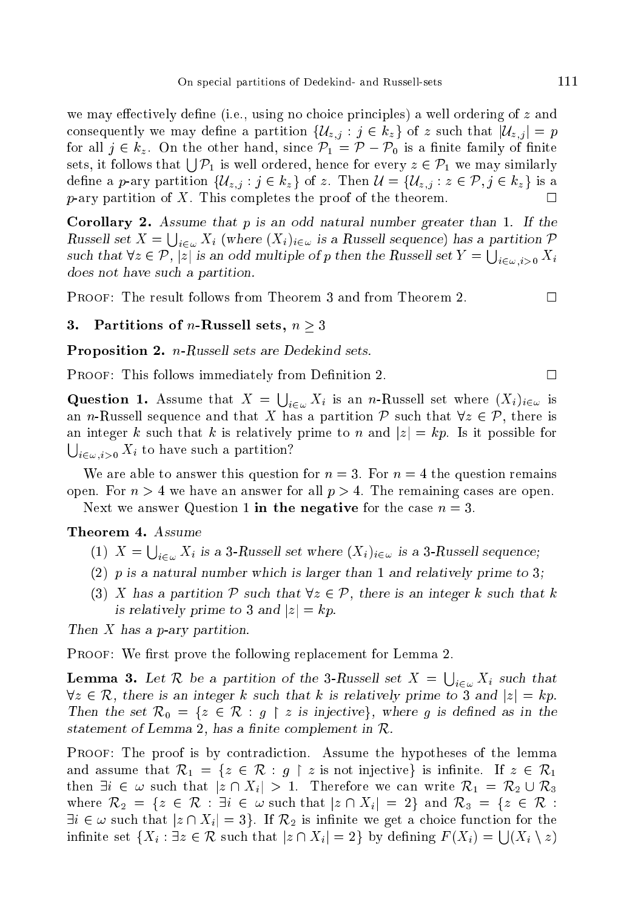we may effectively define (i.e., using no choice principles) a well ordering of $z$ and consequently we may define a partition $\{\mathcal{U}_{z,j} : j \in k_z\}$ of $z$ such that $|\mathcal{U}_{z,j}| = p$ for all $j \in k_z$. On the other hand, since $\mathcal{P}_1 = \mathcal{P} - \mathcal{P}_0$ is a finite family of finite sets, it follows that $\bigcup \mathcal{P}_1$ is well ordered, hence for every $z \in \mathcal{P}_1$ we may similarly define a $p$-ary partition $\{\mathcal{U}_{z,j} : j \in k_z\}$ of $z$. Then $\mathcal{U} = \{\mathcal{U}_{z,j} : z \in \mathcal{P}, j \in k_z\}$ is a $p$-ary partition of $X$. This completes the proof of the theorem. □

**Corollary 2.** *Assume that $p$ is an odd natural number greater than 1. If the Russell set $X = \bigcup_{i\in\omega} X_i$ (where $(X_i)_{i\in\omega}$ is a Russell sequence) has a partition $\mathcal{P}$ such that $\forall z \in \mathcal{P}$, $|z|$ is an odd multiple of $p$ then the Russell set $Y = \bigcup_{i\in\omega, i>0} X_i$ does not have such a partition.*

Proof: The result follows from Theorem 3 and from Theorem 2. □

## 3. Partitions of $n$-Russell sets, $n \geq 3$

**Proposition 2.** *$n$-Russell sets are Dedekind sets.*

Proof: This follows immediately from Definition 2. □

**Question 1.** Assume that $X = \bigcup_{i\in\omega} X_i$ is an $n$-Russell set where $(X_i)_{i\in\omega}$ is an $n$-Russell sequence and that $X$ has a partition $\mathcal{P}$ such that $\forall z \in \mathcal{P}$, there is an integer $k$ such that $k$ is relatively prime to $n$ and $|z| = kp$. Is it possible for $\bigcup_{i\in\omega, i>0} X_i$ to have such a partition?

We are able to answer this question for $n = 3$. For $n = 4$ the question remains open. For $n > 4$ we have an answer for all $p > 4$. The remaining cases are open.

Next we answer Question 1 **in the negative** for the case $n = 3$.

**Theorem 4.** *Assume*

1. *$X = \bigcup_{i\in\omega} X_i$ is a 3-Russell set where $(X_i)_{i\in\omega}$ is a 3-Russell sequence;*
2. *$p$ is a natural number which is larger than 1 and relatively prime to 3;*
3. *$X$ has a partition $\mathcal{P}$ such that $\forall z \in \mathcal{P}$, there is an integer $k$ such that $k$ is relatively prime to 3 and $|z| = kp$.*

*Then $X$ has a $p$-ary partition.*

Proof: We first prove the following replacement for Lemma 2.

**Lemma 3.** *Let $\mathcal{R}$ be a partition of the 3-Russell set $X = \bigcup_{i\in\omega} X_i$ such that $\forall z \in \mathcal{R}$, there is an integer $k$ such that $k$ is relatively prime to 3 and $|z| = kp$. Then the set $\mathcal{R}_0 = \{z \in \mathcal{R} : g \restriction z \text{ is injective}\}$, where $g$ is defined as in the statement of Lemma 2, has a finite complement in $\mathcal{R}$.*

Proof: The proof is by contradiction. Assume the hypotheses of the lemma and assume that $\mathcal{R}_1 = \{z \in \mathcal{R} : g \restriction z \text{ is not injective}\}$ is infinite. If $z \in \mathcal{R}_1$ then $\exists i \in \omega$ such that $|z \cap X_i| > 1$. Therefore we can write $\mathcal{R}_1 = \mathcal{R}_2 \cup \mathcal{R}_3$ where $\mathcal{R}_2 = \{z \in \mathcal{R} : \exists i \in \omega \text{ such that } |z \cap X_i| = 2\}$ and $\mathcal{R}_3 = \{z \in \mathcal{R} : \exists i \in \omega \text{ such that } |z \cap X_i| = 3\}$. If $\mathcal{R}_2$ is infinite we get a choice function for the infinite set $\{X_i : \exists z \in \mathcal{R} \text{ such that } |z \cap X_i| = 2\}$ by defining $F(X_i) = \bigcup(X_i \setminus z)$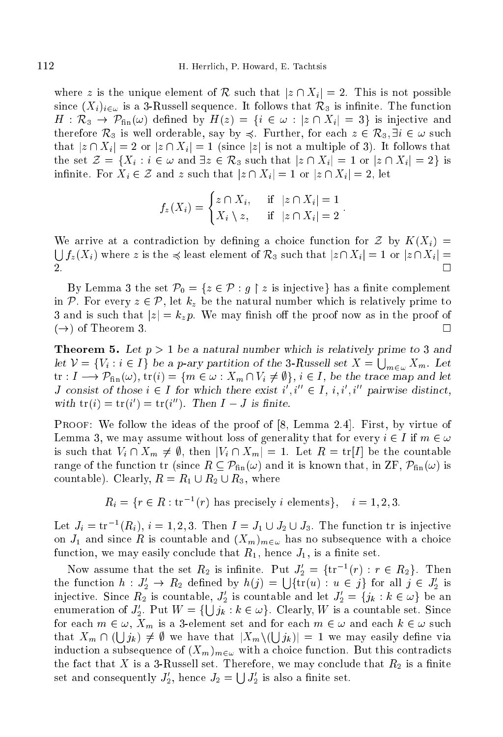where $z$ is the unique element of $\mathcal{R}$ such that $|z \cap X_i| = 2$. This is not possible since $(X_i)_{i\in\omega}$ is a 3-Russell sequence. It follows that $\mathcal{R}_3$ is infinite. The function $H : \mathcal{R}_3 \to \mathcal{P}_{\text{fin}}(\omega)$ defined by $H(z) = \{i \in \omega : |z \cap X_i| = 3\}$ is injective and therefore $\mathcal{R}_3$ is well orderable, say by $\preccurlyeq$. Further, for each $z \in \mathcal{R}_3, \exists i \in \omega$ such that $|z \cap X_i| = 2$ or $|z \cap X_i| = 1$ (since $|z|$ is not a multiple of 3). It follows that the set $\mathcal{Z} = \{X_i : i \in \omega \text{ and } \exists z \in \mathcal{R}_3 \text{ such that } |z \cap X_i| = 1 \text{ or } |z \cap X_i| = 2\}$ is infinite. For $X_i \in \mathcal{Z}$ and $z$ such that $|z \cap X_i| = 1$ or $|z \cap X_i| = 2$, let

$$f_z(X_i) = \begin{cases} z \cap X_i, & \text{if } |z \cap X_i| = 1 \\ X_i \setminus z, & \text{if } |z \cap X_i| = 2 \end{cases}.$$

We arrive at a contradiction by defining a choice function for $\mathcal{Z}$ by $K(X_i) = \bigcup f_z(X_i)$ where $z$ is the $\preccurlyeq$ least element of $\mathcal{R}_3$ such that $|z \cap X_i| = 1$ or $|z \cap X_i| = 2$. □

By Lemma 3 the set $\mathcal{P}_0 = \{z \in \mathcal{P} : g \restriction z \text{ is injective}\}$ has a finite complement in $\mathcal{P}$. For every $z \in \mathcal{P}$, let $k_z$ be the natural number which is relatively prime to 3 and is such that $|z| = k_z p$. We may finish off the proof now as in the proof of $(\to)$ of Theorem 3. □

**Theorem 5.** *Let $p > 1$ be a natural number which is relatively prime to 3 and let $\mathcal{V} = \{V_i : i \in I\}$ be a $p$-ary partition of the 3-Russell set $X = \bigcup_{m\in\omega} X_m$. Let $\operatorname{tr} : I \longrightarrow \mathcal{P}_{\text{fin}}(\omega)$, $\operatorname{tr}(i) = \{m \in \omega : X_m \cap V_i \neq \emptyset\}$, $i \in I$, be the trace map and let $J$ consist of those $i \in I$ for which there exist $i', i'' \in I$, $i, i', i''$ pairwise distinct, with $\operatorname{tr}(i) = \operatorname{tr}(i') = \operatorname{tr}(i'')$. Then $I - J$ is finite.*

Proof: We follow the ideas of the proof of [8, Lemma 2.4]. First, by virtue of Lemma 3, we may assume without loss of generality that for every $i \in I$ if $m \in \omega$ is such that $V_i \cap X_m \neq \emptyset$, then $|V_i \cap X_m| = 1$. Let $R = \operatorname{tr}[I]$ be the countable range of the function tr (since $R \subseteq \mathcal{P}_{\text{fin}}(\omega)$ and it is known that, in ZF, $\mathcal{P}_{\text{fin}}(\omega)$ is countable). Clearly, $R = R_1 \cup R_2 \cup R_3$, where

$$R_i = \{r \in R : \operatorname{tr}^{-1}(r) \text{ has precisely } i \text{ elements}\}, \quad i = 1, 2, 3.$$

Let $J_i = \operatorname{tr}^{-1}(R_i)$, $i = 1, 2, 3$. Then $I = J_1 \cup J_2 \cup J_3$. The function tr is injective on $J_1$ and since $R$ is countable and $(X_m)_{m\in\omega}$ has no subsequence with a choice function, we may easily conclude that $R_1$, hence $J_1$, is a finite set.

Now assume that the set $R_2$ is infinite. Put $J_2' = \{\operatorname{tr}^{-1}(r) : r \in R_2\}$. Then the function $h : J_2' \to R_2$ defined by $h(j) = \bigcup\{\operatorname{tr}(u) : u \in j\}$ for all $j \in J_2'$ is injective. Since $R_2$ is countable, $J_2'$ is countable and let $J_2' = \{j_k : k \in \omega\}$ be an enumeration of $J_2'$. Put $W = \{\bigcup j_k : k \in \omega\}$. Clearly, $W$ is a countable set. Since for each $m \in \omega$, $X_m$ is a 3-element set and for each $m \in \omega$ and each $k \in \omega$ such that $X_m \cap (\bigcup j_k) \neq \emptyset$ we have that $|X_m \setminus (\bigcup j_k)| = 1$ we may easily define via induction a subsequence of $(X_m)_{m\in\omega}$ with a choice function. But this contradicts the fact that $X$ is a 3-Russell set. Therefore, we may conclude that $R_2$ is a finite set and consequently $J_2'$, hence $J_2 = \bigcup J_2'$ is also a finite set.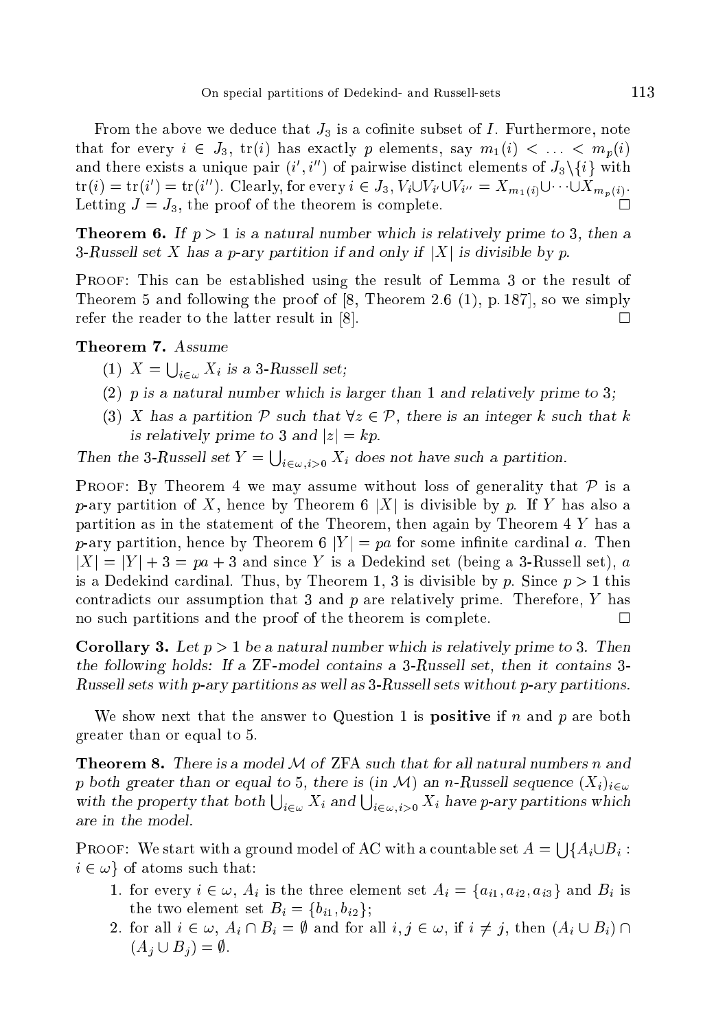From the above we deduce that $J_3$ is a cofinite subset of $I$. Furthermore, note that for every $i \in J_3$, $\mathrm{tr}(i)$ has exactly $p$ elements, say $m_1(i) < \ldots < m_p(i)$ and there exists a unique pair $(i', i'')$ of pairwise distinct elements of $J_3 \backslash \{i\}$ with $\mathrm{tr}(i) = \mathrm{tr}(i') = \mathrm{tr}(i'')$. Clearly, for every $i \in J_3$, $V_i \cup V_{i'} \cup V_{i''} = X_{m_1(i)} \cup \cdots \cup X_{m_p(i)}$. Letting $J = J_3$, the proof of the theorem is complete. □

**Theorem 6.** *If $p > 1$ is a natural number which is relatively prime to 3, then a 3-Russell set $X$ has a $p$-ary partition if and only if $|X|$ is divisible by $p$.*

Proof: This can be established using the result of Lemma 3 or the result of Theorem 5 and following the proof of [8, Theorem 2.6 (1), p. 187], so we simply refer the reader to the latter result in [8]. □

**Theorem 7.** *Assume*

1. *$X = \bigcup_{i \in \omega} X_i$ is a 3-Russell set;*
2. *$p$ is a natural number which is larger than 1 and relatively prime to 3;*
3. *$X$ has a partition $\mathcal{P}$ such that $\forall z \in \mathcal{P}$, there is an integer $k$ such that $k$ is relatively prime to 3 and $|z| = kp$.*

*Then the 3-Russell set $Y = \bigcup_{i \in \omega, i > 0} X_i$ does not have such a partition.*

Proof: By Theorem 4 we may assume without loss of generality that $\mathcal{P}$ is a $p$-ary partition of $X$, hence by Theorem 6 $|X|$ is divisible by $p$. If $Y$ has also a partition as in the statement of the Theorem, then again by Theorem 4 $Y$ has a $p$-ary partition, hence by Theorem 6 $|Y| = pa$ for some infinite cardinal $a$. Then $|X| = |Y| + 3 = pa + 3$ and since $Y$ is a Dedekind set (being a 3-Russell set), $a$ is a Dedekind cardinal. Thus, by Theorem 1, 3 is divisible by $p$. Since $p > 1$ this contradicts our assumption that 3 and $p$ are relatively prime. Therefore, $Y$ has no such partitions and the proof of the theorem is complete. □

**Corollary 3.** *Let $p > 1$ be a natural number which is relatively prime to 3. Then the following holds: If a ZF-model contains a 3-Russell set, then it contains 3-Russell sets with $p$-ary partitions as well as 3-Russell sets without $p$-ary partitions.*

We show next that the answer to Question 1 is **positive** if $n$ and $p$ are both greater than or equal to 5.

**Theorem 8.** *There is a model $\mathcal{M}$ of ZFA such that for all natural numbers $n$ and $p$ both greater than or equal to 5, there is (in $\mathcal{M}$) an $n$-Russell sequence $(X_i)_{i \in \omega}$ with the property that both $\bigcup_{i \in \omega} X_i$ and $\bigcup_{i \in \omega, i > 0} X_i$ have $p$-ary partitions which are in the model.*

Proof: We start with a ground model of AC with a countable set $A = \bigcup\{A_i \cup B_i : i \in \omega\}$ of atoms such that:

1. for every $i \in \omega$, $A_i$ is the three element set $A_i = \{a_{i1}, a_{i2}, a_{i3}\}$ and $B_i$ is the two element set $B_i = \{b_{i1}, b_{i2}\}$;
2. for all $i \in \omega$, $A_i \cap B_i = \emptyset$ and for all $i, j \in \omega$, if $i \neq j$, then $(A_i \cup B_i) \cap (A_j \cup B_j) = \emptyset$.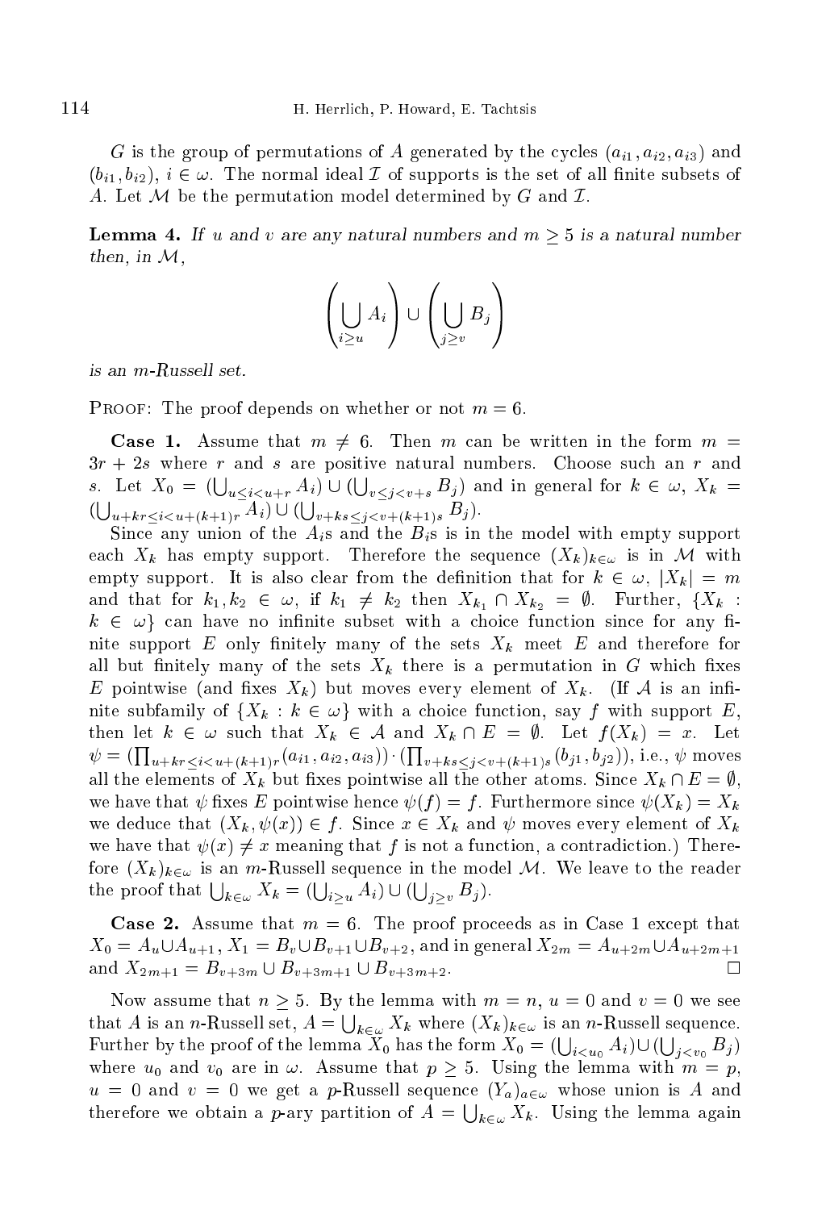$G$ is the group of permutations of $A$ generated by the cycles $(a_{i1}, a_{i2}, a_{i3})$ and $(b_{i1}, b_{i2})$, $i \in \omega$. The normal ideal $\mathcal{I}$ of supports is the set of all finite subsets of $A$. Let $\mathcal{M}$ be the permutation model determined by $G$ and $\mathcal{I}$.

**Lemma 4.** *If $u$ and $v$ are any natural numbers and $m \geq 5$ is a natural number then, in $\mathcal{M}$,*

$$\left(\bigcup_{i \geq u} A_i\right) \cup \left(\bigcup_{j \geq v} B_j\right)$$

*is an $m$-Russell set.*

Proof: The proof depends on whether or not $m = 6$.

**Case 1.** Assume that $m \neq 6$. Then $m$ can be written in the form $m = 3r + 2s$ where $r$ and $s$ are positive natural numbers. Choose such an $r$ and $s$. Let $X_0 = (\bigcup_{u \leq i < u+r} A_i) \cup (\bigcup_{v \leq j < v+s} B_j)$ and in general for $k \in \omega$, $X_k = (\bigcup_{u+kr \leq i < u+(k+1)r} A_i) \cup (\bigcup_{v+ks \leq j < v+(k+1)s} B_j)$.

Since any union of the $A_i$s and the $B_i$s is in the model with empty support each $X_k$ has empty support. Therefore the sequence $(X_k)_{k \in \omega}$ is in $\mathcal{M}$ with empty support. It is also clear from the definition that for $k \in \omega$, $|X_k| = m$ and that for $k_1, k_2 \in \omega$, if $k_1 \neq k_2$ then $X_{k_1} \cap X_{k_2} = \emptyset$. Further, $\{X_k : k \in \omega\}$ can have no infinite subset with a choice function since for any finite support $E$ only finitely many of the sets $X_k$ meet $E$ and therefore for all but finitely many of the sets $X_k$ there is a permutation in $G$ which fixes $E$ pointwise (and fixes $X_k$) but moves every element of $X_k$. (If $\mathcal{A}$ is an infinite subfamily of $\{X_k : k \in \omega\}$ with a choice function, say $f$ with support $E$, then let $k \in \omega$ such that $X_k \in \mathcal{A}$ and $X_k \cap E = \emptyset$. Let $f(X_k) = x$. Let $\psi = (\prod_{u+kr \leq i < u+(k+1)r} (a_{i1}, a_{i2}, a_{i3})) \cdot (\prod_{v+ks \leq j < v+(k+1)s} (b_{j1}, b_{j2}))$, i.e., $\psi$ moves all the elements of $X_k$ but fixes pointwise all the other atoms. Since $X_k \cap E = \emptyset$, we have that $\psi$ fixes $E$ pointwise hence $\psi(f) = f$. Furthermore since $\psi(X_k) = X_k$ we deduce that $(X_k, \psi(x)) \in f$. Since $x \in X_k$ and $\psi$ moves every element of $X_k$ we have that $\psi(x) \neq x$ meaning that $f$ is not a function, a contradiction.) Therefore $(X_k)_{k \in \omega}$ is an $m$-Russell sequence in the model $\mathcal{M}$. We leave to the reader the proof that $\bigcup_{k \in \omega} X_k = (\bigcup_{i \geq u} A_i) \cup (\bigcup_{j \geq v} B_j)$.

**Case 2.** Assume that $m = 6$. The proof proceeds as in Case 1 except that $X_0 = A_u \cup A_{u+1}$, $X_1 = B_v \cup B_{v+1} \cup B_{v+2}$, and in general $X_{2m} = A_{u+2m} \cup A_{u+2m+1}$ and $X_{2m+1} = B_{v+3m} \cup B_{v+3m+1} \cup B_{v+3m+2}$. □

Now assume that $n \geq 5$. By the lemma with $m = n$, $u = 0$ and $v = 0$ we see that $A$ is an $n$-Russell set, $A = \bigcup_{k \in \omega} X_k$ where $(X_k)_{k \in \omega}$ is an $n$-Russell sequence. Further by the proof of the lemma $X_0$ has the form $X_0 = (\bigcup_{i < u_0} A_i) \cup (\bigcup_{j < v_0} B_j)$ where $u_0$ and $v_0$ are in $\omega$. Assume that $p \geq 5$. Using the lemma with $m = p$, $u = 0$ and $v = 0$ we get a $p$-Russell sequence $(Y_a)_{a \in \omega}$ whose union is $A$ and therefore we obtain a $p$-ary partition of $A = \bigcup_{k \in \omega} X_k$. Using the lemma again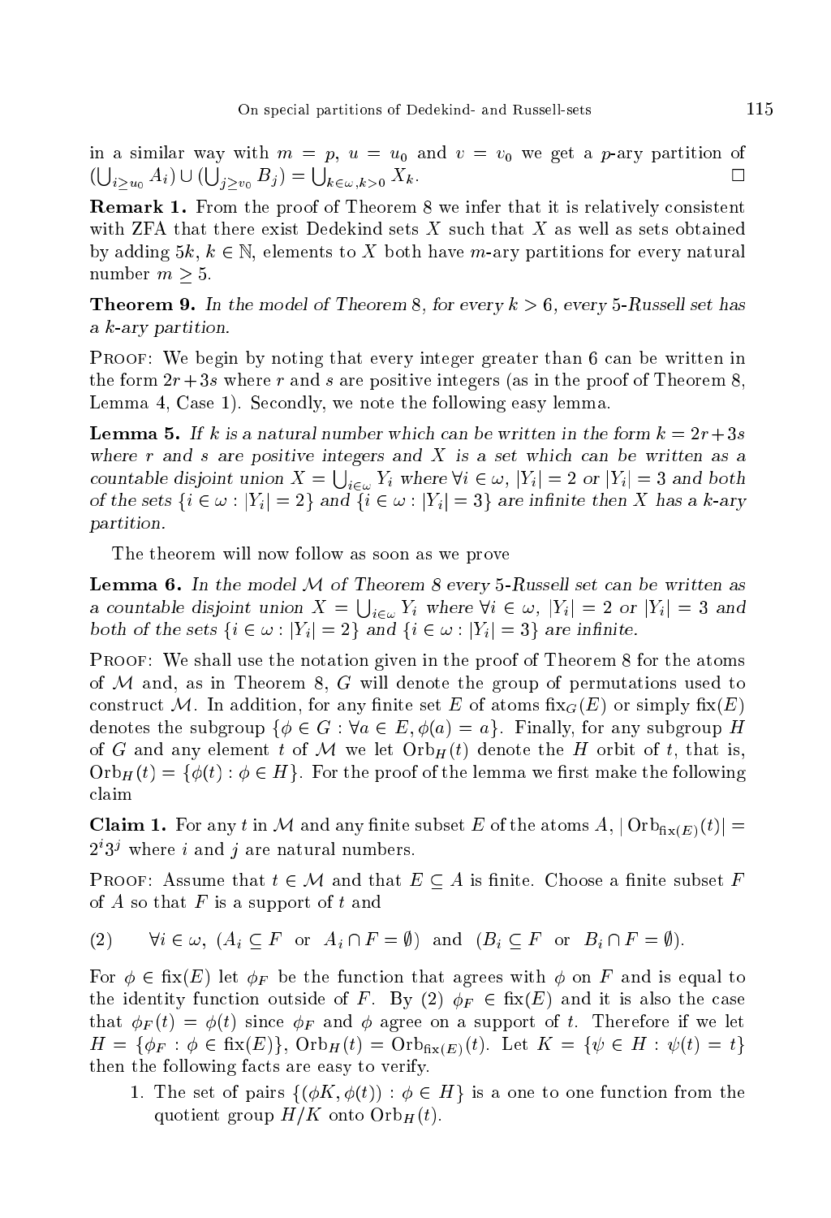in a similar way with $m = p$, $u = u_0$ and $v = v_0$ we get a $p$-ary partition of $(\bigcup_{i \geq u_0} A_i) \cup (\bigcup_{j \geq v_0} B_j) = \bigcup_{k \in \omega, k > 0} X_k$. □

**Remark 1.** From the proof of Theorem 8 we infer that it is relatively consistent with ZFA that there exist Dedekind sets $X$ such that $X$ as well as sets obtained by adding $5k$, $k \in \mathbb{N}$, elements to $X$ both have $m$-ary partitions for every natural number $m \geq 5$.

**Theorem 9.** *In the model of Theorem 8, for every $k > 6$, every 5-Russell set has a $k$-ary partition.*

Proof: We begin by noting that every integer greater than 6 can be written in the form $2r + 3s$ where $r$ and $s$ are positive integers (as in the proof of Theorem 8, Lemma 4, Case 1). Secondly, we note the following easy lemma.

**Lemma 5.** *If $k$ is a natural number which can be written in the form $k = 2r + 3s$ where $r$ and $s$ are positive integers and $X$ is a set which can be written as a countable disjoint union $X = \bigcup_{i \in \omega} Y_i$ where $\forall i \in \omega$, $|Y_i| = 2$ or $|Y_i| = 3$ and both of the sets $\{i \in \omega : |Y_i| = 2\}$ and $\{i \in \omega : |Y_i| = 3\}$ are infinite then $X$ has a $k$-ary partition.*

The theorem will now follow as soon as we prove

**Lemma 6.** *In the model $\mathcal{M}$ of Theorem 8 every 5-Russell set can be written as a countable disjoint union $X = \bigcup_{i \in \omega} Y_i$ where $\forall i \in \omega$, $|Y_i| = 2$ or $|Y_i| = 3$ and both of the sets $\{i \in \omega : |Y_i| = 2\}$ and $\{i \in \omega : |Y_i| = 3\}$ are infinite.*

Proof: We shall use the notation given in the proof of Theorem 8 for the atoms of $\mathcal{M}$ and, as in Theorem 8, $G$ will denote the group of permutations used to construct $\mathcal{M}$. In addition, for any finite set $E$ of atoms $\operatorname{fix}_G(E)$ or simply $\operatorname{fix}(E)$ denotes the subgroup $\{\phi \in G : \forall a \in E, \phi(a) = a\}$. Finally, for any subgroup $H$ of $G$ and any element $t$ of $\mathcal{M}$ we let $\operatorname{Orb}_H(t)$ denote the $H$ orbit of $t$, that is, $\operatorname{Orb}_H(t) = \{\phi(t) : \phi \in H\}$. For the proof of the lemma we first make the following claim

**Claim 1.** For any $t$ in $\mathcal{M}$ and any finite subset $E$ of the atoms $A$, $|\operatorname{Orb}_{\operatorname{fix}(E)}(t)| = 2^i 3^j$ where $i$ and $j$ are natural numbers.

Proof: Assume that $t \in \mathcal{M}$ and that $E \subseteq A$ is finite. Choose a finite subset $F$ of $A$ so that $F$ is a support of $t$ and

$$(2) \qquad \forall i \in \omega,\ (A_i \subseteq F \ \text{ or } \ A_i \cap F = \emptyset) \ \text{ and } \ (B_i \subseteq F \ \text{ or } \ B_i \cap F = \emptyset).$$

For $\phi \in \operatorname{fix}(E)$ let $\phi_F$ be the function that agrees with $\phi$ on $F$ and is equal to the identity function outside of $F$. By (2) $\phi_F \in \operatorname{fix}(E)$ and it is also the case that $\phi_F(t) = \phi(t)$ since $\phi_F$ and $\phi$ agree on a support of $t$. Therefore if we let $H = \{\phi_F : \phi \in \operatorname{fix}(E)\}$, $\operatorname{Orb}_H(t) = \operatorname{Orb}_{\operatorname{fix}(E)}(t)$. Let $K = \{\psi \in H : \psi(t) = t\}$ then the following facts are easy to verify.

1. The set of pairs $\{(\phi K, \phi(t)) : \phi \in H\}$ is a one to one function from the quotient group $H/K$ onto $\operatorname{Orb}_H(t)$.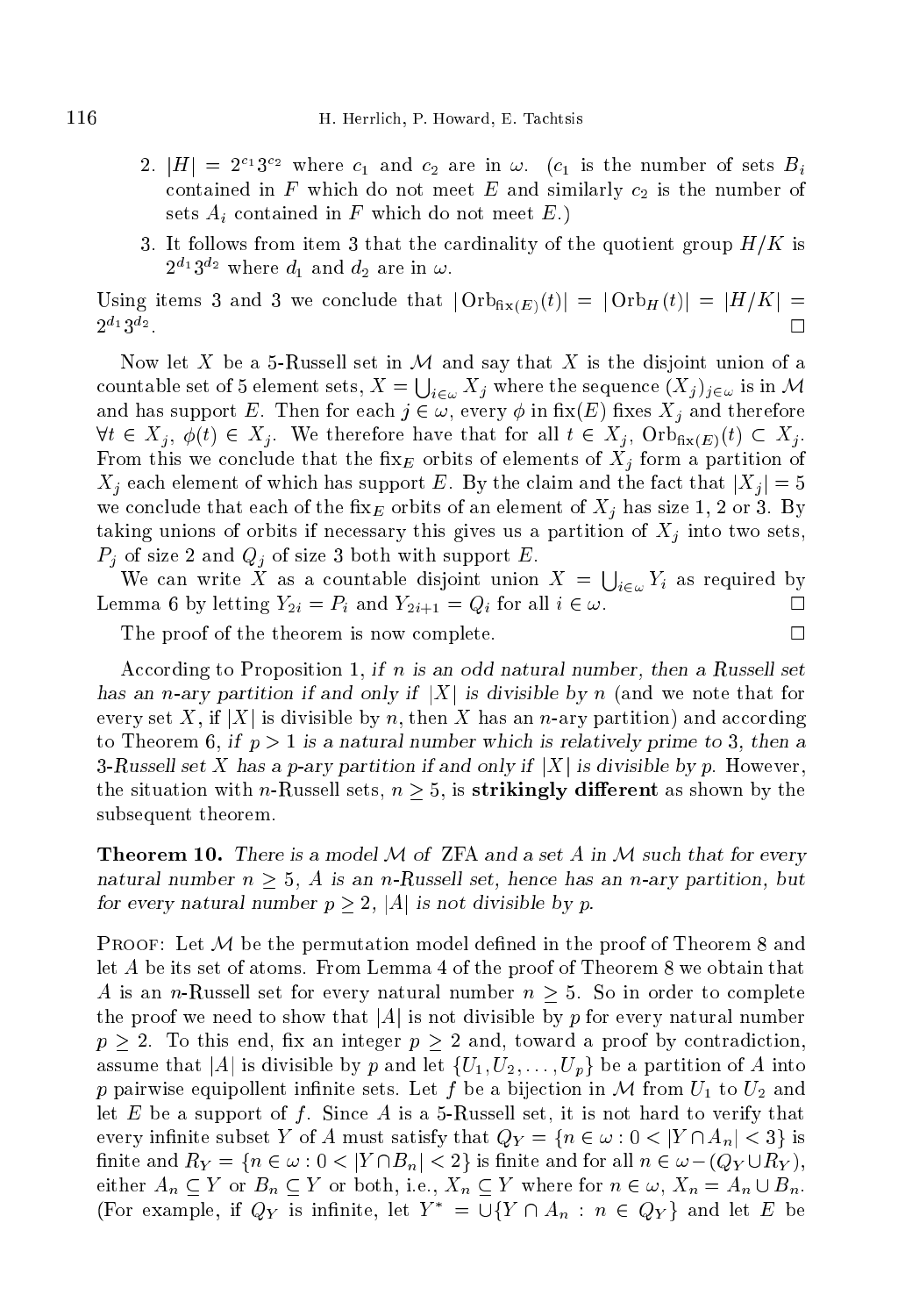2. $|H| = 2^{c_1}3^{c_2}$ where $c_1$ and $c_2$ are in $\omega$. ($c_1$ is the number of sets $B_i$ contained in $F$ which do not meet $E$ and similarly $c_2$ is the number of sets $A_i$ contained in $F$ which do not meet $E$.)
3. It follows from item 3 that the cardinality of the quotient group $H/K$ is $2^{d_1}3^{d_2}$ where $d_1$ and $d_2$ are in $\omega$.

Using items 3 and 3 we conclude that $|\operatorname{Orb}_{\operatorname{fix}(E)}(t)| = |\operatorname{Orb}_H(t)| = |H/K| = 2^{d_1}3^{d_2}$. □

Now let $X$ be a 5-Russell set in $\mathcal{M}$ and say that $X$ is the disjoint union of a countable set of 5 element sets, $X = \bigcup_{i\in\omega} X_j$ where the sequence $(X_j)_{j\in\omega}$ is in $\mathcal{M}$ and has support $E$. Then for each $j \in \omega$, every $\phi$ in $\operatorname{fix}(E)$ fixes $X_j$ and therefore $\forall t \in X_j$, $\phi(t) \in X_j$. We therefore have that for all $t \in X_j$, $\operatorname{Orb}_{\operatorname{fix}(E)}(t) \subset X_j$. From this we conclude that the $\operatorname{fix}_E$ orbits of elements of $X_j$ form a partition of $X_j$ each element of which has support $E$. By the claim and the fact that $|X_j| = 5$ we conclude that each of the $\operatorname{fix}_E$ orbits of an element of $X_j$ has size 1, 2 or 3. By taking unions of orbits if necessary this gives us a partition of $X_j$ into two sets, $P_j$ of size 2 and $Q_j$ of size 3 both with support $E$.

We can write $X$ as a countable disjoint union $X = \bigcup_{i\in\omega} Y_i$ as required by Lemma 6 by letting $Y_{2i} = P_i$ and $Y_{2i+1} = Q_i$ for all $i \in \omega$. □

The proof of the theorem is now complete. □

According to Proposition 1, *if $n$ is an odd natural number, then a Russell set has an $n$-ary partition if and only if $|X|$ is divisible by $n$* (and we note that for every set $X$, if $|X|$ is divisible by $n$, then $X$ has an $n$-ary partition) and according to Theorem 6, *if $p > 1$ is a natural number which is relatively prime to 3, then a 3-Russell set $X$ has a $p$-ary partition if and only if $|X|$ is divisible by $p$.* However, the situation with $n$-Russell sets, $n \geq 5$, is **strikingly different** as shown by the subsequent theorem.

**Theorem 10.** *There is a model $\mathcal{M}$ of* ZFA *and a set $A$ in $\mathcal{M}$ such that for every natural number $n \geq 5$, $A$ is an $n$-Russell set, hence has an $n$-ary partition, but for every natural number $p \geq 2$, $|A|$ is not divisible by $p$.*

Proof: Let $\mathcal{M}$ be the permutation model defined in the proof of Theorem 8 and let $A$ be its set of atoms. From Lemma 4 of the proof of Theorem 8 we obtain that $A$ is an $n$-Russell set for every natural number $n \geq 5$. So in order to complete the proof we need to show that $|A|$ is not divisible by $p$ for every natural number $p \geq 2$. To this end, fix an integer $p \geq 2$ and, toward a proof by contradiction, assume that $|A|$ is divisible by $p$ and let $\{U_1, U_2, \dots, U_p\}$ be a partition of $A$ into $p$ pairwise equipollent infinite sets. Let $f$ be a bijection in $\mathcal{M}$ from $U_1$ to $U_2$ and let $E$ be a support of $f$. Since $A$ is a 5-Russell set, it is not hard to verify that every infinite subset $Y$ of $A$ must satisfy that $Q_Y = \{n \in \omega : 0 < |Y \cap A_n| < 3\}$ is finite and $R_Y = \{n \in \omega : 0 < |Y \cap B_n| < 2\}$ is finite and for all $n \in \omega - (Q_Y \cup R_Y)$, either $A_n \subseteq Y$ or $B_n \subseteq Y$ or both, i.e., $X_n \subseteq Y$ where for $n \in \omega$, $X_n = A_n \cup B_n$. (For example, if $Q_Y$ is infinite, let $Y^* = \cup\{Y \cap A_n : n \in Q_Y\}$ and let $E$ be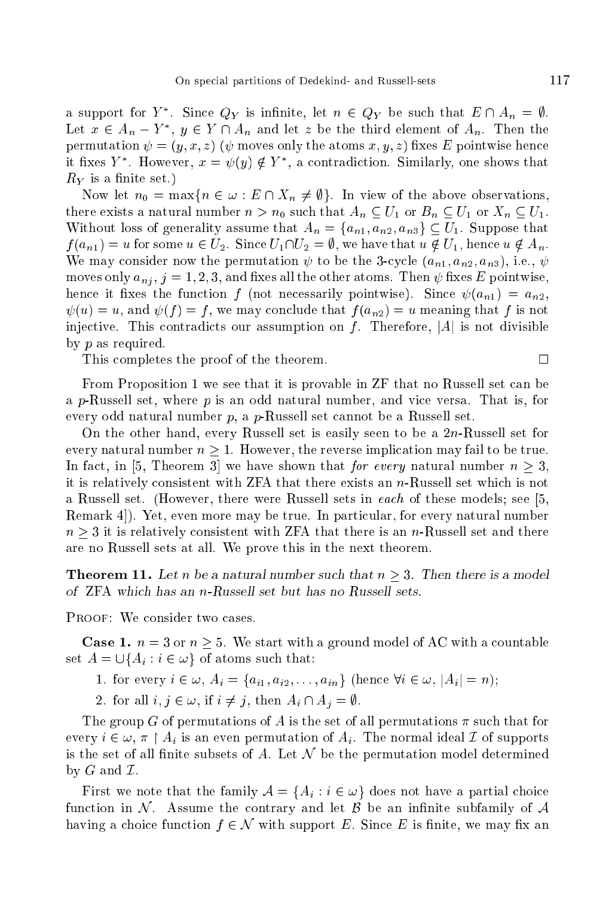a support for $Y^*$. Since $Q_Y$ is infinite, let $n \in Q_Y$ be such that $E \cap A_n = \emptyset$. Let $x \in A_n - Y^*$, $y \in Y \cap A_n$ and let $z$ be the third element of $A_n$. Then the permutation $\psi = (y, x, z)$ ($\psi$ moves only the atoms $x, y, z$) fixes $E$ pointwise hence it fixes $Y^*$. However, $x = \psi(y) \notin Y^*$, a contradiction. Similarly, one shows that $R_Y$ is a finite set.)

Now let $n_0 = \max\{n \in \omega : E \cap X_n \neq \emptyset\}$. In view of the above observations, there exists a natural number $n > n_0$ such that $A_n \subseteq U_1$ or $B_n \subseteq U_1$ or $X_n \subseteq U_1$. Without loss of generality assume that $A_n = \{a_{n1}, a_{n2}, a_{n3}\} \subseteq U_1$. Suppose that $f(a_{n1}) = u$ for some $u \in U_2$. Since $U_1 \cap U_2 = \emptyset$, we have that $u \notin U_1$, hence $u \notin A_n$. We may consider now the permutation $\psi$ to be the 3-cycle $(a_{n1}, a_{n2}, a_{n3})$, i.e., $\psi$ moves only $a_{nj}$, $j = 1, 2, 3$, and fixes all the other atoms. Then $\psi$ fixes $E$ pointwise, hence it fixes the function $f$ (not necessarily pointwise). Since $\psi(a_{n1}) = a_{n2}$, $\psi(u) = u$, and $\psi(f) = f$, we may conclude that $f(a_{n2}) = u$ meaning that $f$ is not injective. This contradicts our assumption on $f$. Therefore, $|A|$ is not divisible by $p$ as required.

This completes the proof of the theorem. $\square$

From Proposition 1 we see that it is provable in ZF that no Russell set can be a $p$-Russell set, where $p$ is an odd natural number, and vice versa. That is, for every odd natural number $p$, a $p$-Russell set cannot be a Russell set.

On the other hand, every Russell set is easily seen to be a $2n$-Russell set for every natural number $n \geq 1$. However, the reverse implication may fail to be true. In fact, in [5, Theorem 3] we have shown that *for every* natural number $n \geq 3$, it is relatively consistent with ZFA that there exists an $n$-Russell set which is not a Russell set. (However, there were Russell sets in *each* of these models; see [5, Remark 4]). Yet, even more may be true. In particular, for every natural number $n \geq 3$ it is relatively consistent with ZFA that there is an $n$-Russell set and there are no Russell sets at all. We prove this in the next theorem.

**Theorem 11.** *Let $n$ be a natural number such that $n \geq 3$. Then there is a model of* ZFA *which has an $n$-Russell set but has no Russell sets.*

Proof: We consider two cases.

**Case 1.** $n = 3$ or $n \geq 5$. We start with a ground model of AC with a countable set $A = \cup\{A_i : i \in \omega\}$ of atoms such that:

1. for every $i \in \omega$, $A_i = \{a_{i1}, a_{i2}, \ldots, a_{in}\}$ (hence $\forall i \in \omega$, $|A_i| = n$);
2. for all $i, j \in \omega$, if $i \neq j$, then $A_i \cap A_j = \emptyset$.

The group $G$ of permutations of $A$ is the set of all permutations $\pi$ such that for every $i \in \omega$, $\pi \restriction A_i$ is an even permutation of $A_i$. The normal ideal $\mathcal{I}$ of supports is the set of all finite subsets of $A$. Let $\mathcal{N}$ be the permutation model determined by $G$ and $\mathcal{I}$.

First we note that the family $\mathcal{A} = \{A_i : i \in \omega\}$ does not have a partial choice function in $\mathcal{N}$. Assume the contrary and let $\mathcal{B}$ be an infinite subfamily of $\mathcal{A}$ having a choice function $f \in \mathcal{N}$ with support $E$. Since $E$ is finite, we may fix an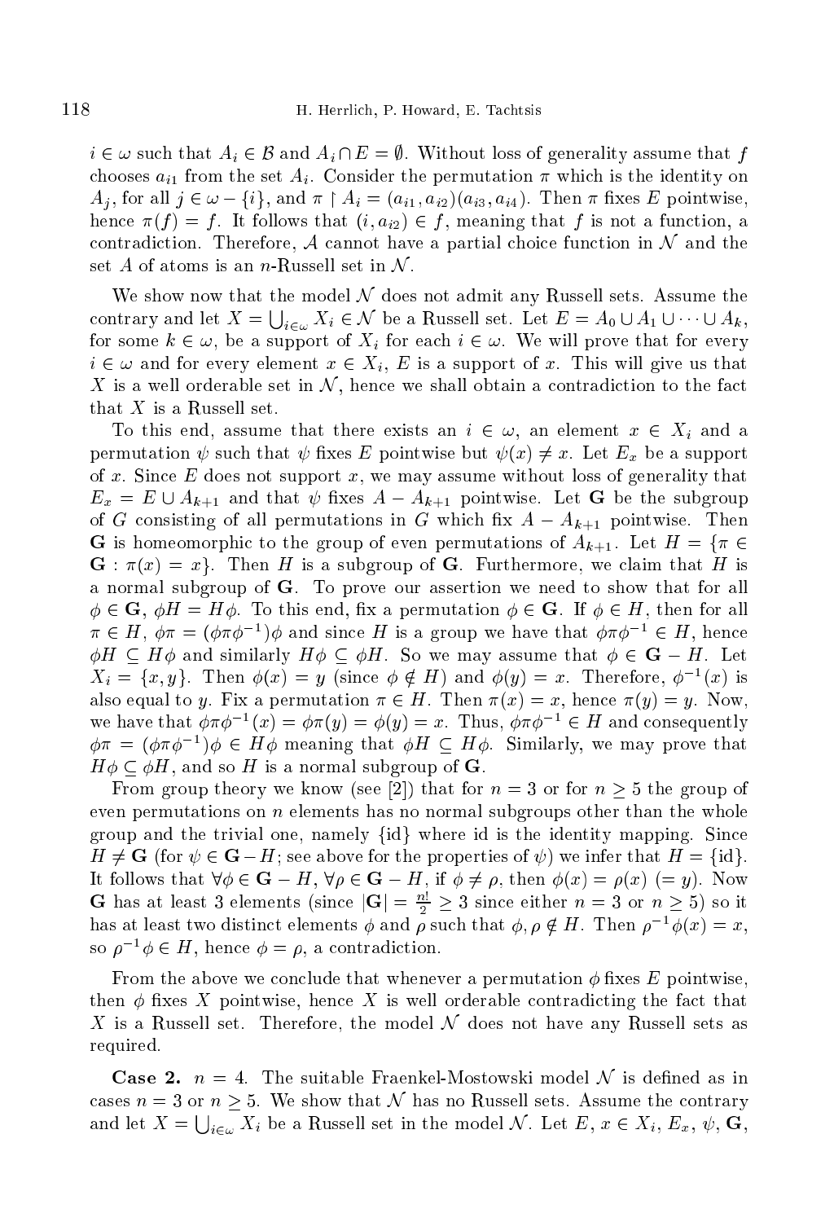$i \in \omega$ such that $A_i \in \mathcal{B}$ and $A_i \cap E = \emptyset$. Without loss of generality assume that $f$ chooses $a_{i1}$ from the set $A_i$. Consider the permutation $\pi$ which is the identity on $A_j$, for all $j \in \omega - \{i\}$, and $\pi \restriction A_i = (a_{i1}, a_{i2})(a_{i3}, a_{i4})$. Then $\pi$ fixes $E$ pointwise, hence $\pi(f) = f$. It follows that $(i, a_{i2}) \in f$, meaning that $f$ is not a function, a contradiction. Therefore, $\mathcal{A}$ cannot have a partial choice function in $\mathcal{N}$ and the set $A$ of atoms is an $n$-Russell set in $\mathcal{N}$.

We show now that the model $\mathcal{N}$ does not admit any Russell sets. Assume the contrary and let $X = \bigcup_{i \in \omega} X_i \in \mathcal{N}$ be a Russell set. Let $E = A_0 \cup A_1 \cup \cdots \cup A_k$, for some $k \in \omega$, be a support of $X_i$ for each $i \in \omega$. We will prove that for every $i \in \omega$ and for every element $x \in X_i$, $E$ is a support of $x$. This will give us that $X$ is a well orderable set in $\mathcal{N}$, hence we shall obtain a contradiction to the fact that $X$ is a Russell set.

To this end, assume that there exists an $i \in \omega$, an element $x \in X_i$ and a permutation $\psi$ such that $\psi$ fixes $E$ pointwise but $\psi(x) \neq x$. Let $E_x$ be a support of $x$. Since $E$ does not support $x$, we may assume without loss of generality that $E_x = E \cup A_{k+1}$ and that $\psi$ fixes $A - A_{k+1}$ pointwise. Let $\mathbf{G}$ be the subgroup of $G$ consisting of all permutations in $G$ which fix $A - A_{k+1}$ pointwise. Then $\mathbf{G}$ is homeomorphic to the group of even permutations of $A_{k+1}$. Let $H = \{\pi \in \mathbf{G} : \pi(x) = x\}$. Then $H$ is a subgroup of $\mathbf{G}$. Furthermore, we claim that $H$ is a normal subgroup of $\mathbf{G}$. To prove our assertion we need to show that for all $\phi \in \mathbf{G}$, $\phi H = H\phi$. To this end, fix a permutation $\phi \in \mathbf{G}$. If $\phi \in H$, then for all $\pi \in H$, $\phi\pi = (\phi\pi\phi^{-1})\phi$ and since $H$ is a group we have that $\phi\pi\phi^{-1} \in H$, hence $\phi H \subseteq H\phi$ and similarly $H\phi \subseteq \phi H$. So we may assume that $\phi \in \mathbf{G} - H$. Let $X_i = \{x, y\}$. Then $\phi(x) = y$ (since $\phi \notin H$) and $\phi(y) = x$. Therefore, $\phi^{-1}(x)$ is also equal to $y$. Fix a permutation $\pi \in H$. Then $\pi(x) = x$, hence $\pi(y) = y$. Now, we have that $\phi\pi\phi^{-1}(x) = \phi\pi(y) = \phi(y) = x$. Thus, $\phi\pi\phi^{-1} \in H$ and consequently $\phi\pi = (\phi\pi\phi^{-1})\phi \in H\phi$ meaning that $\phi H \subseteq H\phi$. Similarly, we may prove that $H\phi \subseteq \phi H$, and so $H$ is a normal subgroup of $\mathbf{G}$.

From group theory we know (see [2]) that for $n = 3$ or for $n \geq 5$ the group of even permutations on $n$ elements has no normal subgroups other than the whole group and the trivial one, namely $\{\text{id}\}$ where id is the identity mapping. Since $H \neq \mathbf{G}$ (for $\psi \in \mathbf{G} - H$; see above for the properties of $\psi$) we infer that $H = \{\text{id}\}$. It follows that $\forall \phi \in \mathbf{G} - H$, $\forall \rho \in \mathbf{G} - H$, if $\phi \neq \rho$, then $\phi(x) = \rho(x)$ $(= y)$. Now $\mathbf{G}$ has at least 3 elements (since $|\mathbf{G}| = \frac{n!}{2} \geq 3$ since either $n = 3$ or $n \geq 5$) so it has at least two distinct elements $\phi$ and $\rho$ such that $\phi, \rho \notin H$. Then $\rho^{-1}\phi(x) = x$, so $\rho^{-1}\phi \in H$, hence $\phi = \rho$, a contradiction.

From the above we conclude that whenever a permutation $\phi$ fixes $E$ pointwise, then $\phi$ fixes $X$ pointwise, hence $X$ is well orderable contradicting the fact that $X$ is a Russell set. Therefore, the model $\mathcal{N}$ does not have any Russell sets as required.

**Case 2.** $n = 4$. The suitable Fraenkel-Mostowski model $\mathcal{N}$ is defined as in cases $n = 3$ or $n \geq 5$. We show that $\mathcal{N}$ has no Russell sets. Assume the contrary and let $X = \bigcup_{i \in \omega} X_i$ be a Russell set in the model $\mathcal{N}$. Let $E$, $x \in X_i$, $E_x$, $\psi$, $\mathbf{G}$,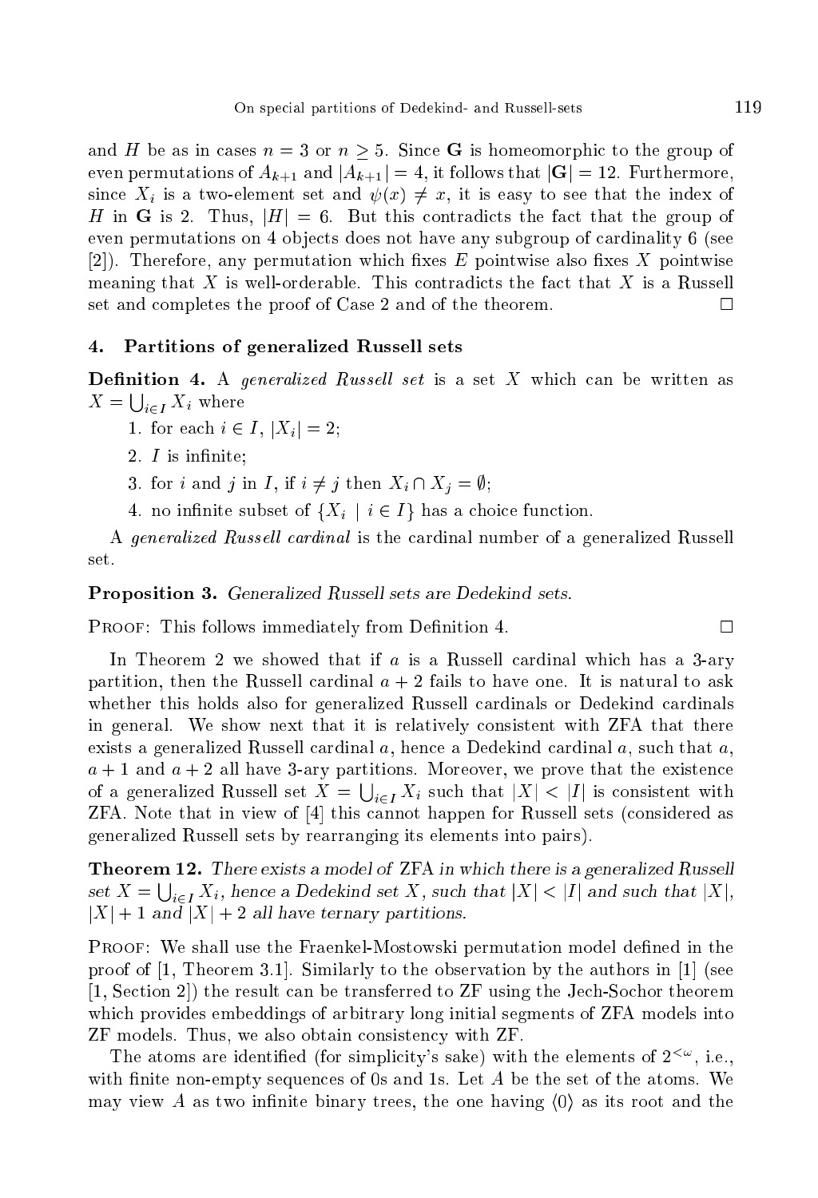and $H$ be as in cases $n = 3$ or $n \geq 5$. Since $\mathbf{G}$ is homeomorphic to the group of even permutations of $A_{k+1}$ and $|A_{k+1}| = 4$, it follows that $|\mathbf{G}| = 12$. Furthermore, since $X_i$ is a two-element set and $\psi(x) \neq x$, it is easy to see that the index of $H$ in $\mathbf{G}$ is 2. Thus, $|H| = 6$. But this contradicts the fact that the group of even permutations on 4 objects does not have any subgroup of cardinality 6 (see [2]). Therefore, any permutation which fixes $E$ pointwise also fixes $X$ pointwise meaning that $X$ is well-orderable. This contradicts the fact that $X$ is a Russell set and completes the proof of Case 2 and of the theorem. □

## 4. Partitions of generalized Russell sets

**Definition 4.** A *generalized Russell set* is a set $X$ which can be written as $X = \bigcup_{i \in I} X_i$ where

1. for each $i \in I$, $|X_i| = 2$;
2. $I$ is infinite;
3. for $i$ and $j$ in $I$, if $i \neq j$ then $X_i \cap X_j = \emptyset$;
4. no infinite subset of $\{X_i \mid i \in I\}$ has a choice function.

A *generalized Russell cardinal* is the cardinal number of a generalized Russell set.

**Proposition 3.** *Generalized Russell sets are Dedekind sets.*

Proof: This follows immediately from Definition 4. □

In Theorem 2 we showed that if $a$ is a Russell cardinal which has a 3-ary partition, then the Russell cardinal $a + 2$ fails to have one. It is natural to ask whether this holds also for generalized Russell cardinals or Dedekind cardinals in general. We show next that it is relatively consistent with ZFA that there exists a generalized Russell cardinal $a$, hence a Dedekind cardinal $a$, such that $a$, $a + 1$ and $a + 2$ all have 3-ary partitions. Moreover, we prove that the existence of a generalized Russell set $X = \bigcup_{i \in I} X_i$ such that $|X| < |I|$ is consistent with ZFA. Note that in view of [4] this cannot happen for Russell sets (considered as generalized Russell sets by rearranging its elements into pairs).

**Theorem 12.** *There exists a model of* ZFA *in which there is a generalized Russell set $X = \bigcup_{i \in I} X_i$, hence a Dedekind set $X$, such that $|X| < |I|$ and such that $|X|$, $|X| + 1$ and $|X| + 2$ all have ternary partitions.*

Proof: We shall use the Fraenkel-Mostowski permutation model defined in the proof of [1, Theorem 3.1]. Similarly to the observation by the authors in [1] (see [1, Section 2]) the result can be transferred to ZF using the Jech-Sochor theorem which provides embeddings of arbitrary long initial segments of ZFA models into ZF models. Thus, we also obtain consistency with ZF.

The atoms are identified (for simplicity's sake) with the elements of $2^{<\omega}$, i.e., with finite non-empty sequences of 0s and 1s. Let $A$ be the set of the atoms. We may view $A$ as two infinite binary trees, the one having $\langle 0 \rangle$ as its root and the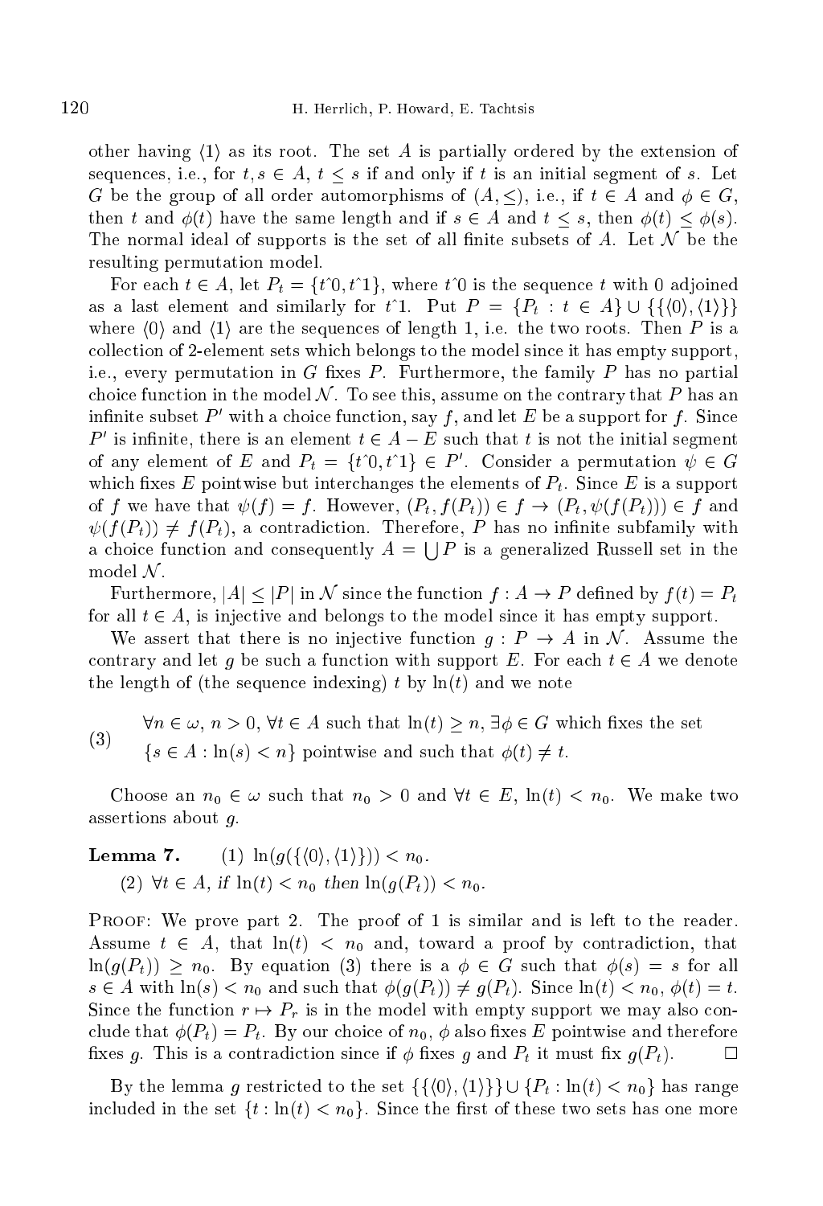other having $\langle 1\rangle$ as its root. The set $A$ is partially ordered by the extension of sequences, i.e., for $t,s \in A$, $t \leq s$ if and only if $t$ is an initial segment of $s$. Let $G$ be the group of all order automorphisms of $(A, \leq)$, i.e., if $t \in A$ and $\phi \in G$, then $t$ and $\phi(t)$ have the same length and if $s \in A$ and $t \leq s$, then $\phi(t) \leq \phi(s)$. The normal ideal of supports is the set of all finite subsets of $A$. Let $\mathcal{N}$ be the resulting permutation model.

For each $t \in A$, let $P_t = \{t\hat{\ }0, t\hat{\ }1\}$, where $t\hat{\ }0$ is the sequence $t$ with 0 adjoined as a last element and similarly for $t\hat{\ }1$. Put $P = \{P_t : t \in A\} \cup \{\{\langle 0\rangle, \langle 1\rangle\}\}$ where $\langle 0\rangle$ and $\langle 1\rangle$ are the sequences of length 1, i.e. the two roots. Then $P$ is a collection of 2-element sets which belongs to the model since it has empty support, i.e., every permutation in $G$ fixes $P$. Furthermore, the family $P$ has no partial choice function in the model $\mathcal{N}$. To see this, assume on the contrary that $P$ has an infinite subset $P'$ with a choice function, say $f$, and let $E$ be a support for $f$. Since $P'$ is infinite, there is an element $t \in A - E$ such that $t$ is not the initial segment of any element of $E$ and $P_t = \{t\hat{\ }0, t\hat{\ }1\} \in P'$. Consider a permutation $\psi \in G$ which fixes $E$ pointwise but interchanges the elements of $P_t$. Since $E$ is a support of $f$ we have that $\psi(f) = f$. However, $(P_t, f(P_t)) \in f \to (P_t, \psi(f(P_t))) \in f$ and $\psi(f(P_t)) \neq f(P_t)$, a contradiction. Therefore, $P$ has no infinite subfamily with a choice function and consequently $A = \bigcup P$ is a generalized Russell set in the model $\mathcal{N}$.

Furthermore, $|A| \leq |P|$ in $\mathcal{N}$ since the function $f : A \to P$ defined by $f(t) = P_t$ for all $t \in A$, is injective and belongs to the model since it has empty support.

We assert that there is no injective function $g : P \to A$ in $\mathcal{N}$. Assume the contrary and let $g$ be such a function with support $E$. For each $t \in A$ we denote the length of (the sequence indexing) $t$ by $\ln(t)$ and we note

$$\begin{aligned}(3)\qquad &\forall n \in \omega,\ n > 0,\ \forall t \in A \text{ such that } \ln(t) \geq n,\ \exists \phi \in G \text{ which fixes the set}\\ &\{s \in A : \ln(s) < n\} \text{ pointwise and such that } \phi(t) \neq t.\end{aligned}$$

Choose an $n_0 \in \omega$ such that $n_0 > 0$ and $\forall t \in E$, $\ln(t) < n_0$. We make two assertions about $g$.

**Lemma 7.** (1) $\ln(g(\{\langle 0\rangle, \langle 1\rangle\})) < n_0$.

(2) $\forall t \in A$, *if* $\ln(t) < n_0$ *then* $\ln(g(P_t)) < n_0$.

Proof: We prove part 2. The proof of 1 is similar and is left to the reader. Assume $t \in A$, that $\ln(t) < n_0$ and, toward a proof by contradiction, that $\ln(g(P_t)) \geq n_0$. By equation (3) there is a $\phi \in G$ such that $\phi(s) = s$ for all $s \in A$ with $\ln(s) < n_0$ and such that $\phi(g(P_t)) \neq g(P_t)$. Since $\ln(t) < n_0$, $\phi(t) = t$. Since the function $r \mapsto P_r$ is in the model with empty support we may also conclude that $\phi(P_t) = P_t$. By our choice of $n_0$, $\phi$ also fixes $E$ pointwise and therefore fixes $g$. This is a contradiction since if $\phi$ fixes $g$ and $P_t$ it must fix $g(P_t)$. $\square$

By the lemma $g$ restricted to the set $\{\{\langle 0\rangle, \langle 1\rangle\}\} \cup \{P_t : \ln(t) < n_0\}$ has range included in the set $\{t : \ln(t) < n_0\}$. Since the first of these two sets has one more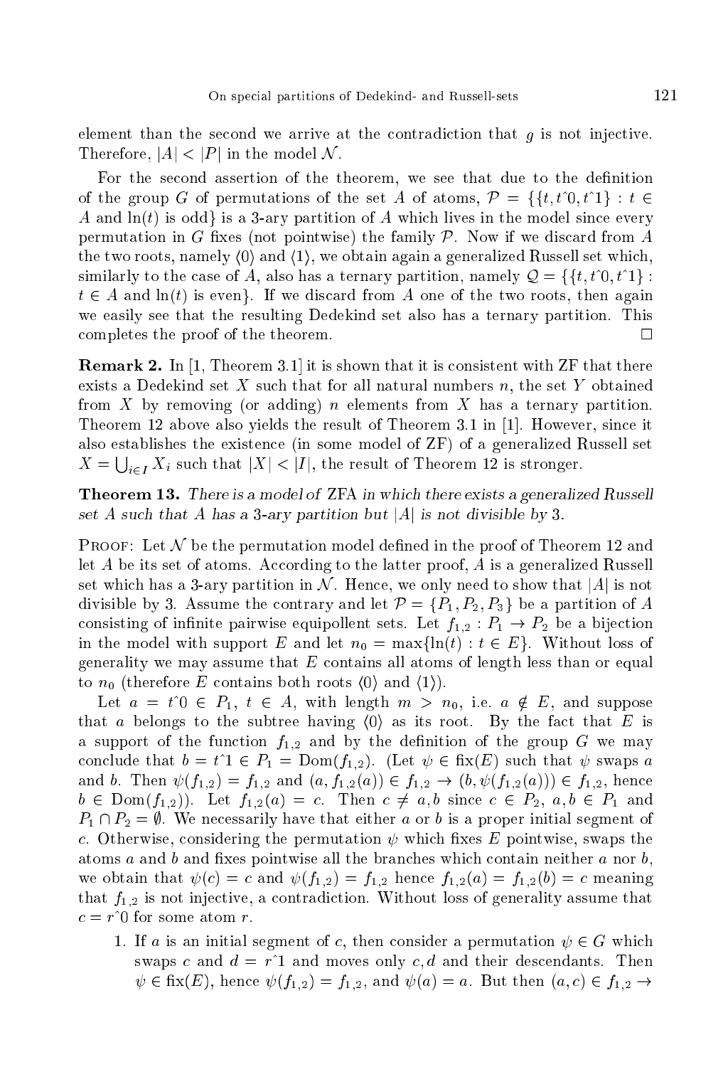element than the second we arrive at the contradiction that $g$ is not injective. Therefore, $|A| < |P|$ in the model $\mathcal{N}$.

For the second assertion of the theorem, we see that due to the definition of the group $G$ of permutations of the set $A$ of atoms, $\mathcal{P} = \{\{t, t\hat{}0, t\hat{}1\} : t \in A \text{ and } \ln(t) \text{ is odd}\}$ is a 3-ary partition of $A$ which lives in the model since every permutation in $G$ fixes (not pointwise) the family $\mathcal{P}$. Now if we discard from $A$ the two roots, namely $\langle 0 \rangle$ and $\langle 1 \rangle$, we obtain again a generalized Russell set which, similarly to the case of $A$, also has a ternary partition, namely $\mathcal{Q} = \{\{t, t\hat{}0, t\hat{}1\} : t \in A \text{ and } \ln(t) \text{ is even}\}$. If we discard from $A$ one of the two roots, then again we easily see that the resulting Dedekind set also has a ternary partition. This completes the proof of the theorem. □

**Remark 2.** In [1, Theorem 3.1] it is shown that it is consistent with ZF that there exists a Dedekind set $X$ such that for all natural numbers $n$, the set $Y$ obtained from $X$ by removing (or adding) $n$ elements from $X$ has a ternary partition. Theorem 12 above also yields the result of Theorem 3.1 in [1]. However, since it also establishes the existence (in some model of ZF) of a generalized Russell set $X = \bigcup_{i \in I} X_i$ such that $|X| < |I|$, the result of Theorem 12 is stronger.

**Theorem 13.** *There is a model of* ZFA *in which there exists a generalized Russell set $A$ such that $A$ has a 3-ary partition but $|A|$ is not divisible by 3.*

Proof: Let $\mathcal{N}$ be the permutation model defined in the proof of Theorem 12 and let $A$ be its set of atoms. According to the latter proof, $A$ is a generalized Russell set which has a 3-ary partition in $\mathcal{N}$. Hence, we only need to show that $|A|$ is not divisible by 3. Assume the contrary and let $\mathcal{P} = \{P_1, P_2, P_3\}$ be a partition of $A$ consisting of infinite pairwise equipollent sets. Let $f_{1,2} : P_1 \to P_2$ be a bijection in the model with support $E$ and let $n_0 = \max\{\ln(t) : t \in E\}$. Without loss of generality we may assume that $E$ contains all atoms of length less than or equal to $n_0$ (therefore $E$ contains both roots $\langle 0 \rangle$ and $\langle 1 \rangle$).

Let $a = t\hat{}0 \in P_1$, $t \in A$, with length $m > n_0$, i.e. $a \notin E$, and suppose that $a$ belongs to the subtree having $\langle 0 \rangle$ as its root. By the fact that $E$ is a support of the function $f_{1,2}$ and by the definition of the group $G$ we may conclude that $b = t\hat{}1 \in P_1 = \mathrm{Dom}(f_{1,2})$. (Let $\psi \in \mathrm{fix}(E)$ such that $\psi$ swaps $a$ and $b$. Then $\psi(f_{1,2}) = f_{1,2}$ and $(a, f_{1,2}(a)) \in f_{1,2} \to (b, \psi(f_{1,2}(a))) \in f_{1,2}$, hence $b \in \mathrm{Dom}(f_{1,2})$). Let $f_{1,2}(a) = c$. Then $c \neq a, b$ since $c \in P_2$, $a, b \in P_1$ and $P_1 \cap P_2 = \emptyset$. We necessarily have that either $a$ or $b$ is a proper initial segment of $c$. Otherwise, considering the permutation $\psi$ which fixes $E$ pointwise, swaps the atoms $a$ and $b$ and fixes pointwise all the branches which contain neither $a$ nor $b$, we obtain that $\psi(c) = c$ and $\psi(f_{1,2}) = f_{1,2}$ hence $f_{1,2}(a) = f_{1,2}(b) = c$ meaning that $f_{1,2}$ is not injective, a contradiction. Without loss of generality assume that $c = r\hat{}0$ for some atom $r$.

1. If $a$ is an initial segment of $c$, then consider a permutation $\psi \in G$ which swaps $c$ and $d = r\hat{}1$ and moves only $c, d$ and their descendants. Then $\psi \in \mathrm{fix}(E)$, hence $\psi(f_{1,2}) = f_{1,2}$, and $\psi(a) = a$. But then $(a, c) \in f_{1,2} \to$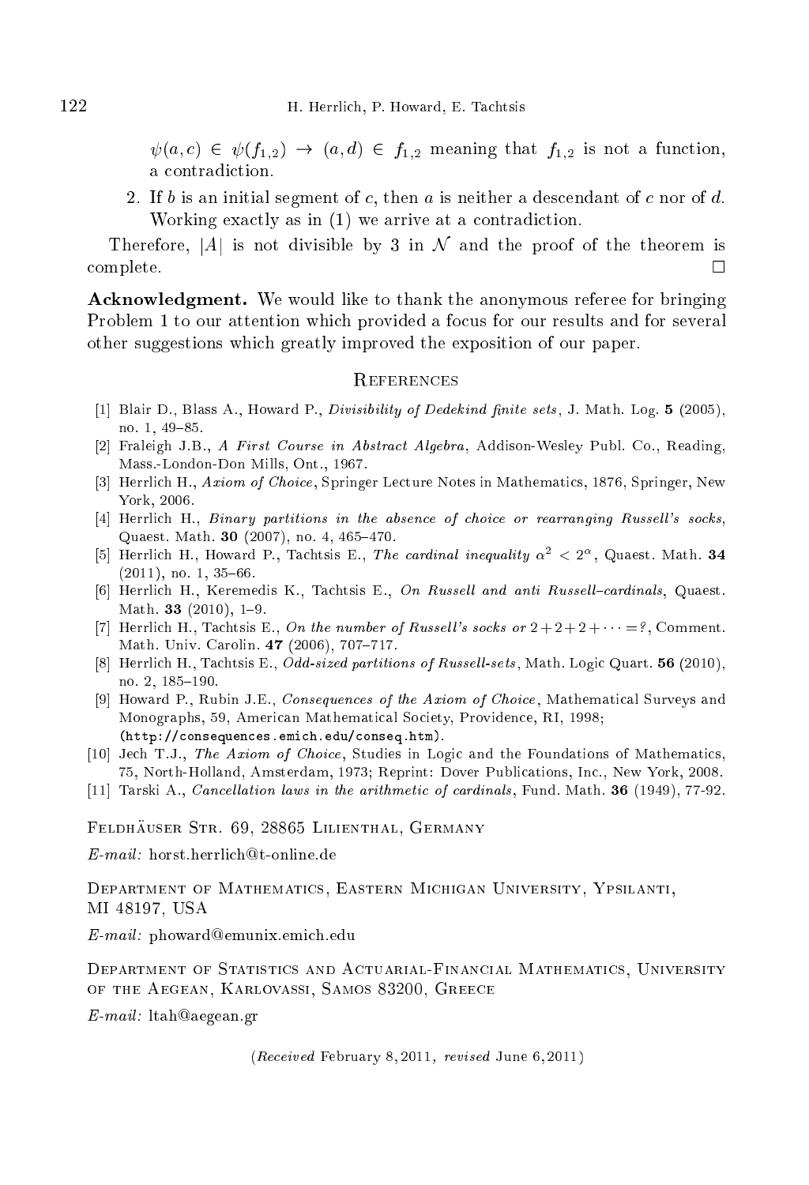$\psi(a,c) \in \psi(f_{1,2}) \to (a,d) \in f_{1,2}$ meaning that $f_{1,2}$ is not a function, a contradiction.

2. If $b$ is an initial segment of $c$, then $a$ is neither a descendant of $c$ nor of $d$. Working exactly as in (1) we arrive at a contradiction.

Therefore, $|A|$ is not divisible by 3 in $\mathcal{N}$ and the proof of the theorem is complete. □

**Acknowledgment.** We would like to thank the anonymous referee for bringing Problem 1 to our attention which provided a focus for our results and for several other suggestions which greatly improved the exposition of our paper.

## References

[1] Blair D., Blass A., Howard P., *Divisibility of Dedekind finite sets*, J. Math. Log. **5** (2005), no. 1, 49–85.

[2] Fraleigh J.B., *A First Course in Abstract Algebra*, Addison-Wesley Publ. Co., Reading, Mass.-London-Don Mills, Ont., 1967.

[3] Herrlich H., *Axiom of Choice*, Springer Lecture Notes in Mathematics, 1876, Springer, New York, 2006.

[4] Herrlich H., *Binary partitions in the absence of choice or rearranging Russell's socks*, Quaest. Math. **30** (2007), no. 4, 465–470.

[5] Herrlich H., Howard P., Tachtsis E., *The cardinal inequality $\alpha^2 < 2^\alpha$*, Quaest. Math. **34** (2011), no. 1, 35–66.

[6] Herrlich H., Keremedis K., Tachtsis E., *On Russell and anti Russell–cardinals*, Quaest. Math. **33** (2010), 1–9.

[7] Herrlich H., Tachtsis E., *On the number of Russell's socks or $2+2+2+\cdots=?$*, Comment. Math. Univ. Carolin. **47** (2006), 707–717.

[8] Herrlich H., Tachtsis E., *Odd-sized partitions of Russell-sets*, Math. Logic Quart. **56** (2010), no. 2, 185–190.

[9] Howard P., Rubin J.E., *Consequences of the Axiom of Choice*, Mathematical Surveys and Monographs, 59, American Mathematical Society, Providence, RI, 1998; (http://consequences.emich.edu/conseq.htm).

[10] Jech T.J., *The Axiom of Choice*, Studies in Logic and the Foundations of Mathematics, 75, North-Holland, Amsterdam, 1973; Reprint: Dover Publications, Inc., New York, 2008.

[11] Tarski A., *Cancellation laws in the arithmetic of cardinals*, Fund. Math. **36** (1949), 77-92.

Feldhäuser Str. 69, 28865 Lilienthal, Germany

*E-mail:* horst.herrlich@t-online.de

Department of Mathematics, Eastern Michigan University, Ypsilanti, MI 48197, USA

*E-mail:* phoward@emunix.emich.edu

Department of Statistics and Actuarial-Financial Mathematics, University of the Aegean, Karlovassi, Samos 83200, Greece

*E-mail:* ltah@aegean.gr

(*Received* February 8, 2011, *revised* June 6, 2011)